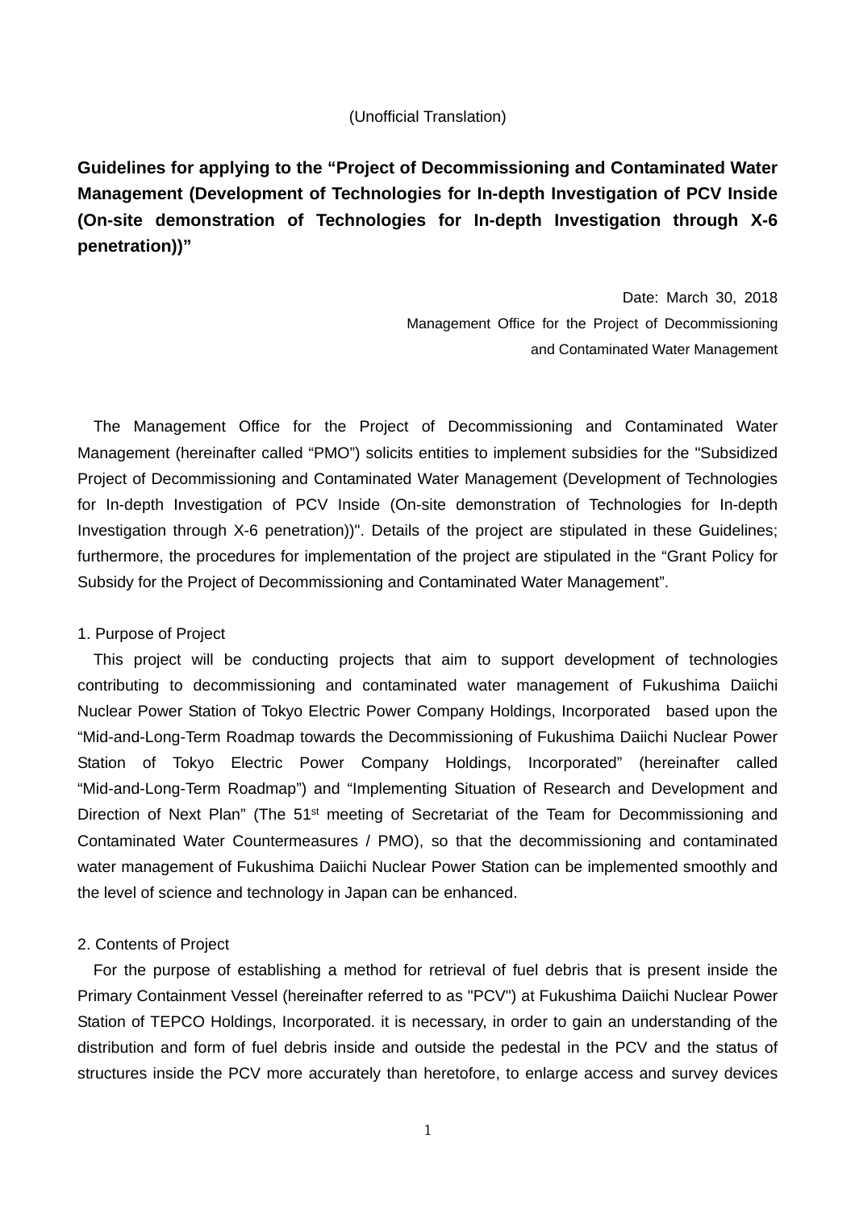(Unofficial Translation)

# Guidelines for applying to the "Project of Decommissioning and Contaminated Water Management (Development of Technologies for In-depth Investigation of PCV Inside (On-site demonstration of Technologies for In-depth Investigation through X-6 penetration))"

Date: March 30, 2018

Management Office for the Project of Decommissioning and Contaminated Water Management

The Management Office for the Project of Decommissioning and Contaminated Water Management (hereinafter called "PMO") solicits entities to implement subsidies for the "Subsidized Project of Decommissioning and Contaminated Water Management (Development of Technologies for In-depth Investigation of PCV Inside (On-site demonstration of Technologies for In-depth Investigation through X-6 penetration))". Details of the project are stipulated in these Guidelines; furthermore, the procedures for implementation of the project are stipulated in the "Grant Policy for Subsidy for the Project of Decommissioning and Contaminated Water Management".

## 1. Purpose of Project

This project will be conducting projects that aim to support development of technologies contributing to decommissioning and contaminated water management of Fukushima Daiichi Nuclear Power Station of Tokyo Electric Power Company Holdings, Incorporated based upon the "Mid-and-Long-Term Roadmap towards the Decommissioning of Fukushima Daiichi Nuclear Power Station of Tokyo Electric Power Company Holdings, Incorporated" (hereinafter called "Mid-and-Long-Term Roadmap") and "Implementing Situation of Research and Development and Direction of Next Plan" (The 51st meeting of Secretariat of the Team for Decommissioning and Contaminated Water Countermeasures / PMO), so that the decommissioning and contaminated water management of Fukushima Daiichi Nuclear Power Station can be implemented smoothly and the level of science and technology in Japan can be enhanced.

## 2. Contents of Project

For the purpose of establishing a method for retrieval of fuel debris that is present inside the Primary Containment Vessel (hereinafter referred to as "PCV") at Fukushima Daiichi Nuclear Power Station of TEPCO Holdings, Incorporated. it is necessary, in order to gain an understanding of the distribution and form of fuel debris inside and outside the pedestal in the PCV and the status of structures inside the PCV more accurately than heretofore, to enlarge access and survey devices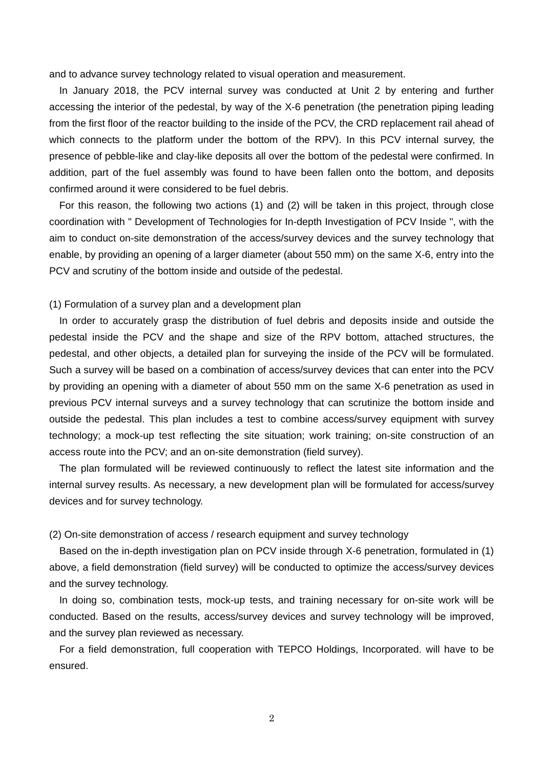and to advance survey technology related to visual operation and measurement.

In January 2018, the PCV internal survey was conducted at Unit 2 by entering and further accessing the interior of the pedestal, by way of the X-6 penetration (the penetration piping leading from the first floor of the reactor building to the inside of the PCV, the CRD replacement rail ahead of which connects to the platform under the bottom of the RPV). In this PCV internal survey, the presence of pebble-like and clay-like deposits all over the bottom of the pedestal were confirmed. In addition, part of the fuel assembly was found to have been fallen onto the bottom, and deposits confirmed around it were considered to be fuel debris.

For this reason, the following two actions (1) and (2) will be taken in this project, through close coordination with " Development of Technologies for In-depth Investigation of PCV Inside ", with the aim to conduct on-site demonstration of the access/survey devices and the survey technology that enable, by providing an opening of a larger diameter (about 550 mm) on the same X-6, entry into the PCV and scrutiny of the bottom inside and outside of the pedestal.

(1) Formulation of a survey plan and a development plan

In order to accurately grasp the distribution of fuel debris and deposits inside and outside the pedestal inside the PCV and the shape and size of the RPV bottom, attached structures, the pedestal, and other objects, a detailed plan for surveying the inside of the PCV will be formulated. Such a survey will be based on a combination of access/survey devices that can enter into the PCV by providing an opening with a diameter of about 550 mm on the same X-6 penetration as used in previous PCV internal surveys and a survey technology that can scrutinize the bottom inside and outside the pedestal. This plan includes a test to combine access/survey equipment with survey technology; a mock-up test reflecting the site situation; work training; on-site construction of an access route into the PCV; and an on-site demonstration (field survey).

The plan formulated will be reviewed continuously to reflect the latest site information and the internal survey results. As necessary, a new development plan will be formulated for access/survey devices and for survey technology.

(2) On-site demonstration of access / research equipment and survey technology

Based on the in-depth investigation plan on PCV inside through X-6 penetration, formulated in (1) above, a field demonstration (field survey) will be conducted to optimize the access/survey devices and the survey technology.

In doing so, combination tests, mock-up tests, and training necessary for on-site work will be conducted. Based on the results, access/survey devices and survey technology will be improved, and the survey plan reviewed as necessary.

For a field demonstration, full cooperation with TEPCO Holdings, Incorporated. will have to be ensured.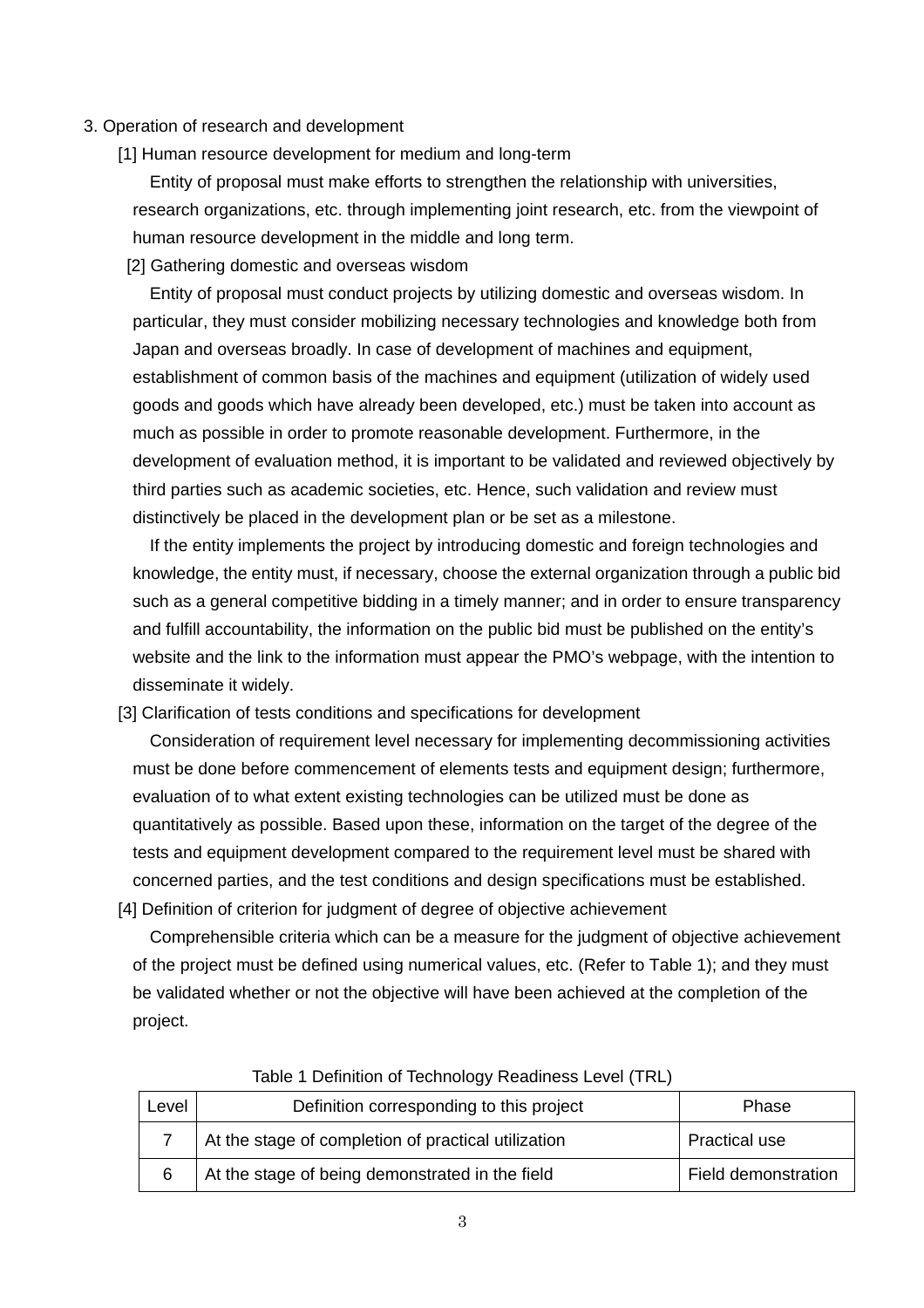3. Operation of research and development

[1] Human resource development for medium and long-term

Entity of proposal must make efforts to strengthen the relationship with universities, research organizations, etc. through implementing joint research, etc. from the viewpoint of human resource development in the middle and long term.

[2] Gathering domestic and overseas wisdom

Entity of proposal must conduct projects by utilizing domestic and overseas wisdom. In particular, they must consider mobilizing necessary technologies and knowledge both from Japan and overseas broadly. In case of development of machines and equipment, establishment of common basis of the machines and equipment (utilization of widely used goods and goods which have already been developed, etc.) must be taken into account as much as possible in order to promote reasonable development. Furthermore, in the development of evaluation method, it is important to be validated and reviewed objectively by third parties such as academic societies, etc. Hence, such validation and review must distinctively be placed in the development plan or be set as a milestone.

If the entity implements the project by introducing domestic and foreign technologies and knowledge, the entity must, if necessary, choose the external organization through a public bid such as a general competitive bidding in a timely manner; and in order to ensure transparency and fulfill accountability, the information on the public bid must be published on the entity's website and the link to the information must appear the PMO's webpage, with the intention to disseminate it widely.

[3] Clarification of tests conditions and specifications for development

Consideration of requirement level necessary for implementing decommissioning activities must be done before commencement of elements tests and equipment design; furthermore, evaluation of to what extent existing technologies can be utilized must be done as quantitatively as possible. Based upon these, information on the target of the degree of the tests and equipment development compared to the requirement level must be shared with concerned parties, and the test conditions and design specifications must be established.

[4] Definition of criterion for judgment of degree of objective achievement

Comprehensible criteria which can be a measure for the judgment of objective achievement of the project must be defined using numerical values, etc. (Refer to Table 1); and they must be validated whether or not the objective will have been achieved at the completion of the project.

Table 1 Definition of Technology Readiness Level (TRL)

| Level | Definition corresponding to this project | Phase |
|---|---|---|
| 7 | At the stage of completion of practical utilization | Practical use |
| 6 | At the stage of being demonstrated in the field | Field demonstration |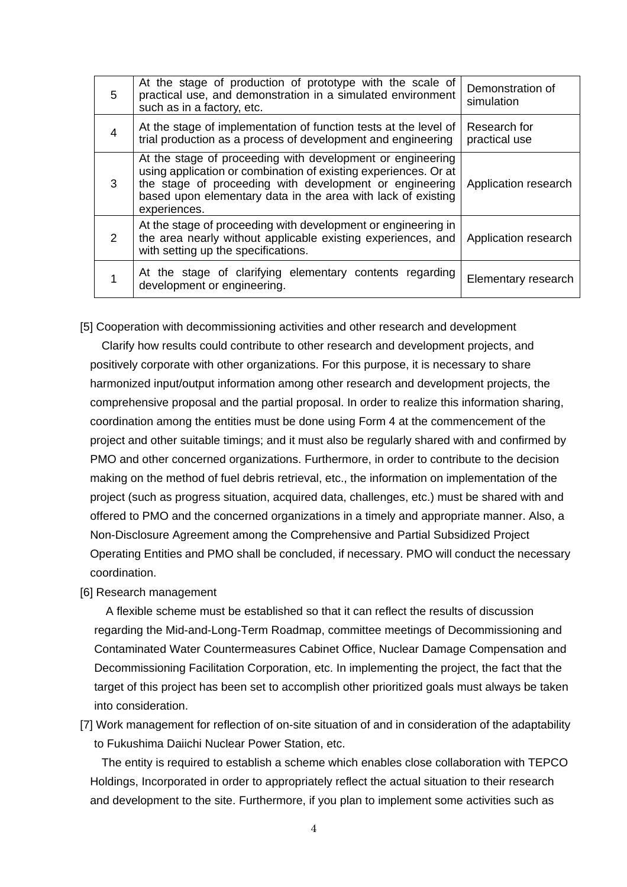| 5 | At the stage of production of prototype with the scale of practical use, and demonstration in a simulated environment such as in a factory, etc. | Demonstration of simulation |
|---|---|---|
| 4 | At the stage of implementation of function tests at the level of trial production as a process of development and engineering | Research for practical use |
| 3 | At the stage of proceeding with development or engineering using application or combination of existing experiences. Or at the stage of proceeding with development or engineering based upon elementary data in the area with lack of existing experiences. | Application research |
| 2 | At the stage of proceeding with development or engineering in the area nearly without applicable existing experiences, and with setting up the specifications. | Application research |
| 1 | At the stage of clarifying elementary contents regarding development or engineering. | Elementary research |

[5] Cooperation with decommissioning activities and other research and development

Clarify how results could contribute to other research and development projects, and positively corporate with other organizations. For this purpose, it is necessary to share harmonized input/output information among other research and development projects, the comprehensive proposal and the partial proposal. In order to realize this information sharing, coordination among the entities must be done using Form 4 at the commencement of the project and other suitable timings; and it must also be regularly shared with and confirmed by PMO and other concerned organizations. Furthermore, in order to contribute to the decision making on the method of fuel debris retrieval, etc., the information on implementation of the project (such as progress situation, acquired data, challenges, etc.) must be shared with and offered to PMO and the concerned organizations in a timely and appropriate manner. Also, a Non-Disclosure Agreement among the Comprehensive and Partial Subsidized Project Operating Entities and PMO shall be concluded, if necessary. PMO will conduct the necessary coordination.

[6] Research management

A flexible scheme must be established so that it can reflect the results of discussion regarding the Mid-and-Long-Term Roadmap, committee meetings of Decommissioning and Contaminated Water Countermeasures Cabinet Office, Nuclear Damage Compensation and Decommissioning Facilitation Corporation, etc. In implementing the project, the fact that the target of this project has been set to accomplish other prioritized goals must always be taken into consideration.

[7] Work management for reflection of on-site situation of and in consideration of the adaptability to Fukushima Daiichi Nuclear Power Station, etc.

The entity is required to establish a scheme which enables close collaboration with TEPCO Holdings, Incorporated in order to appropriately reflect the actual situation to their research and development to the site. Furthermore, if you plan to implement some activities such as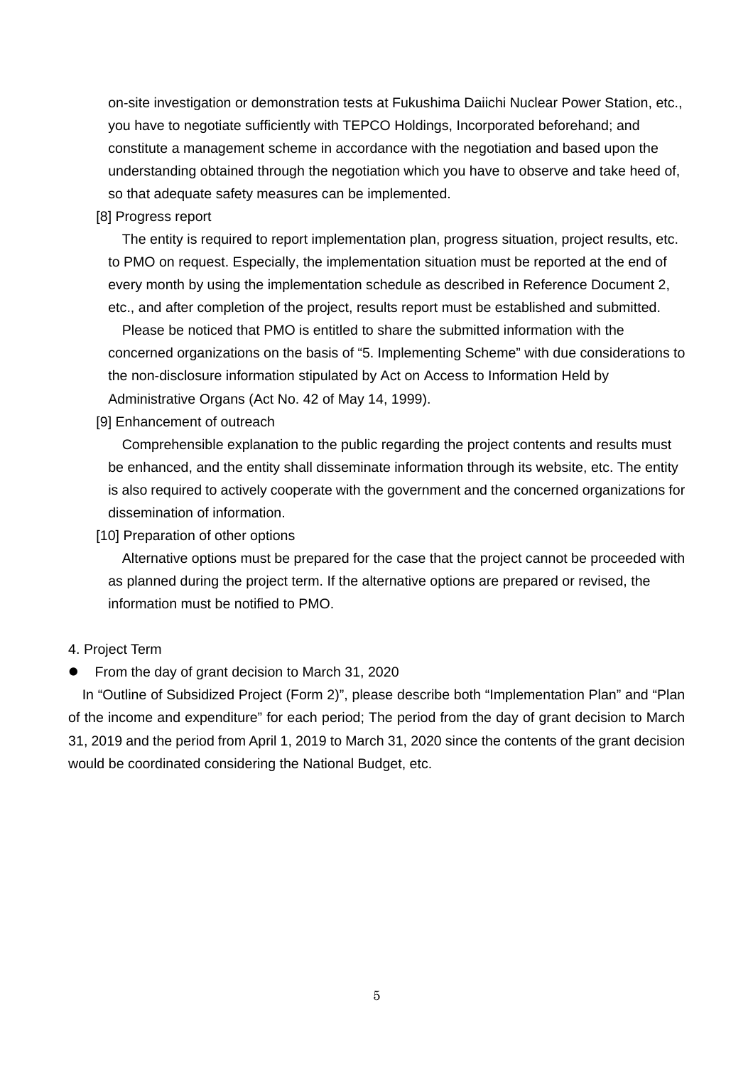on-site investigation or demonstration tests at Fukushima Daiichi Nuclear Power Station, etc., you have to negotiate sufficiently with TEPCO Holdings, Incorporated beforehand; and constitute a management scheme in accordance with the negotiation and based upon the understanding obtained through the negotiation which you have to observe and take heed of, so that adequate safety measures can be implemented.

[8] Progress report

The entity is required to report implementation plan, progress situation, project results, etc. to PMO on request. Especially, the implementation situation must be reported at the end of every month by using the implementation schedule as described in Reference Document 2, etc., and after completion of the project, results report must be established and submitted.

Please be noticed that PMO is entitled to share the submitted information with the concerned organizations on the basis of “5. Implementing Scheme” with due considerations to the non-disclosure information stipulated by Act on Access to Information Held by Administrative Organs (Act No. 42 of May 14, 1999).

[9] Enhancement of outreach

Comprehensible explanation to the public regarding the project contents and results must be enhanced, and the entity shall disseminate information through its website, etc. The entity is also required to actively cooperate with the government and the concerned organizations for dissemination of information.

[10] Preparation of other options

Alternative options must be prepared for the case that the project cannot be proceeded with as planned during the project term. If the alternative options are prepared or revised, the information must be notified to PMO.

4. Project Term

- From the day of grant decision to March 31, 2020

In “Outline of Subsidized Project (Form 2)”, please describe both “Implementation Plan” and “Plan of the income and expenditure” for each period; The period from the day of grant decision to March 31, 2019 and the period from April 1, 2019 to March 31, 2020 since the contents of the grant decision would be coordinated considering the National Budget, etc.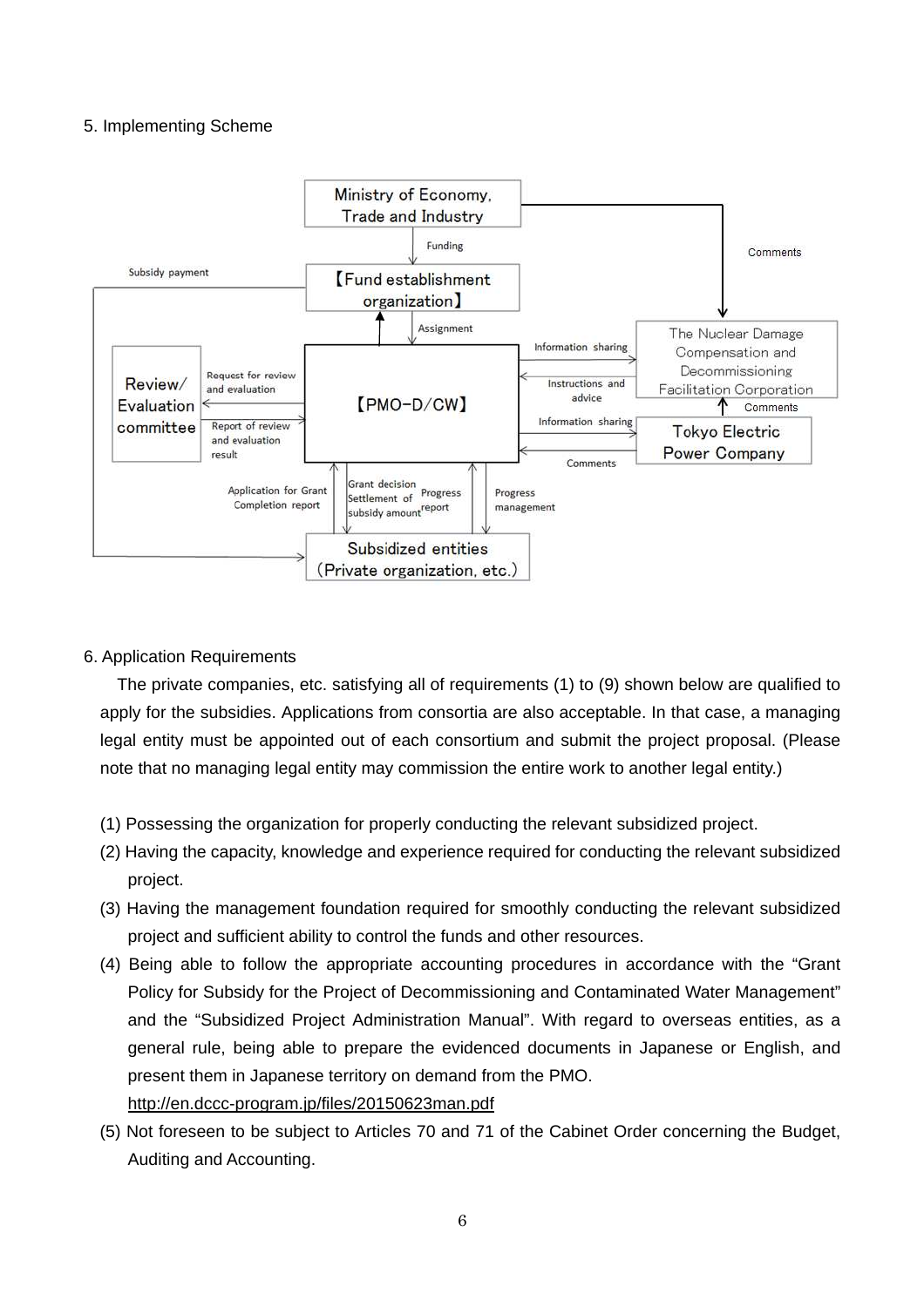5. Implementing Scheme

Ministry of Economy, Trade and Industry

Funding

Comments

Subsidy payment

【Fund establishment organization】

Assignment

Information sharing

The Nuclear Damage Compensation and Decommissioning Facilitation Corporation

Instructions and advice

Comments

Review/ Evaluation committee

Request for review and evaluation

【PMO-D/CW】

Information sharing

Tokyo Electric Power Company

Report of review and evaluation result

Comments

Application for Grant Completion report

Grant decision Settlement of subsidy amount

Progress report

Progress management

Subsidized entities (Private organization, etc.)

6. Application Requirements

The private companies, etc. satisfying all of requirements (1) to (9) shown below are qualified to apply for the subsidies. Applications from consortia are also acceptable. In that case, a managing legal entity must be appointed out of each consortium and submit the project proposal. (Please note that no managing legal entity may commission the entire work to another legal entity.)

(1) Possessing the organization for properly conducting the relevant subsidized project.

(2) Having the capacity, knowledge and experience required for conducting the relevant subsidized project.

(3) Having the management foundation required for smoothly conducting the relevant subsidized project and sufficient ability to control the funds and other resources.

(4) Being able to follow the appropriate accounting procedures in accordance with the "Grant Policy for Subsidy for the Project of Decommissioning and Contaminated Water Management" and the "Subsidized Project Administration Manual". With regard to overseas entities, as a general rule, being able to prepare the evidenced documents in Japanese or English, and present them in Japanese territory on demand from the PMO.
http://en.dccc-program.jp/files/20150623man.pdf

(5) Not foreseen to be subject to Articles 70 and 71 of the Cabinet Order concerning the Budget, Auditing and Accounting.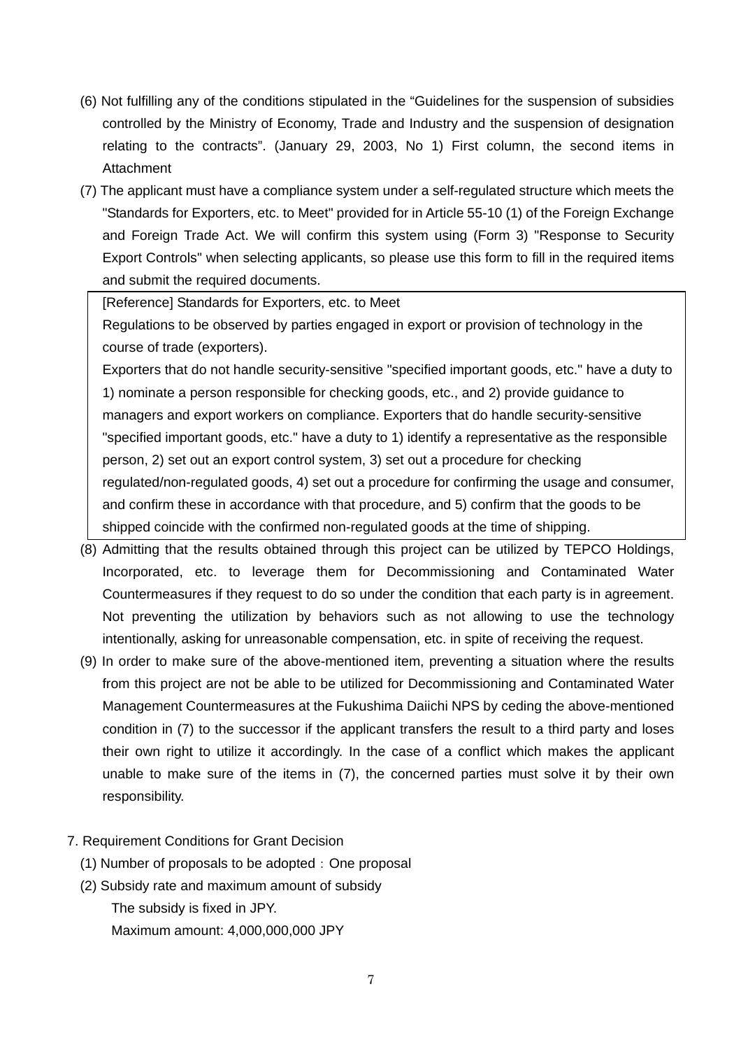(6) Not fulfilling any of the conditions stipulated in the “Guidelines for the suspension of subsidies controlled by the Ministry of Economy, Trade and Industry and the suspension of designation relating to the contracts”. (January 29, 2003, No 1) First column, the second items in Attachment

(7) The applicant must have a compliance system under a self-regulated structure which meets the "Standards for Exporters, etc. to Meet" provided for in Article 55-10 (1) of the Foreign Exchange and Foreign Trade Act. We will confirm this system using (Form 3) "Response to Security Export Controls" when selecting applicants, so please use this form to fill in the required items and submit the required documents.

> [Reference] Standards for Exporters, etc. to Meet
>
> Regulations to be observed by parties engaged in export or provision of technology in the course of trade (exporters).
>
> Exporters that do not handle security-sensitive "specified important goods, etc." have a duty to 1) nominate a person responsible for checking goods, etc., and 2) provide guidance to managers and export workers on compliance. Exporters that do handle security-sensitive "specified important goods, etc." have a duty to 1) identify a representative as the responsible person, 2) set out an export control system, 3) set out a procedure for checking regulated/non-regulated goods, 4) set out a procedure for confirming the usage and consumer, and confirm these in accordance with that procedure, and 5) confirm that the goods to be shipped coincide with the confirmed non-regulated goods at the time of shipping.

(8) Admitting that the results obtained through this project can be utilized by TEPCO Holdings, Incorporated, etc. to leverage them for Decommissioning and Contaminated Water Countermeasures if they request to do so under the condition that each party is in agreement. Not preventing the utilization by behaviors such as not allowing to use the technology intentionally, asking for unreasonable compensation, etc. in spite of receiving the request.

(9) In order to make sure of the above-mentioned item, preventing a situation where the results from this project are not be able to be utilized for Decommissioning and Contaminated Water Management Countermeasures at the Fukushima Daiichi NPS by ceding the above-mentioned condition in (7) to the successor if the applicant transfers the result to a third party and loses their own right to utilize it accordingly. In the case of a conflict which makes the applicant unable to make sure of the items in (7), the concerned parties must solve it by their own responsibility.

7. Requirement Conditions for Grant Decision

(1) Number of proposals to be adopted：One proposal

(2) Subsidy rate and maximum amount of subsidy

The subsidy is fixed in JPY.

Maximum amount: 4,000,000,000 JPY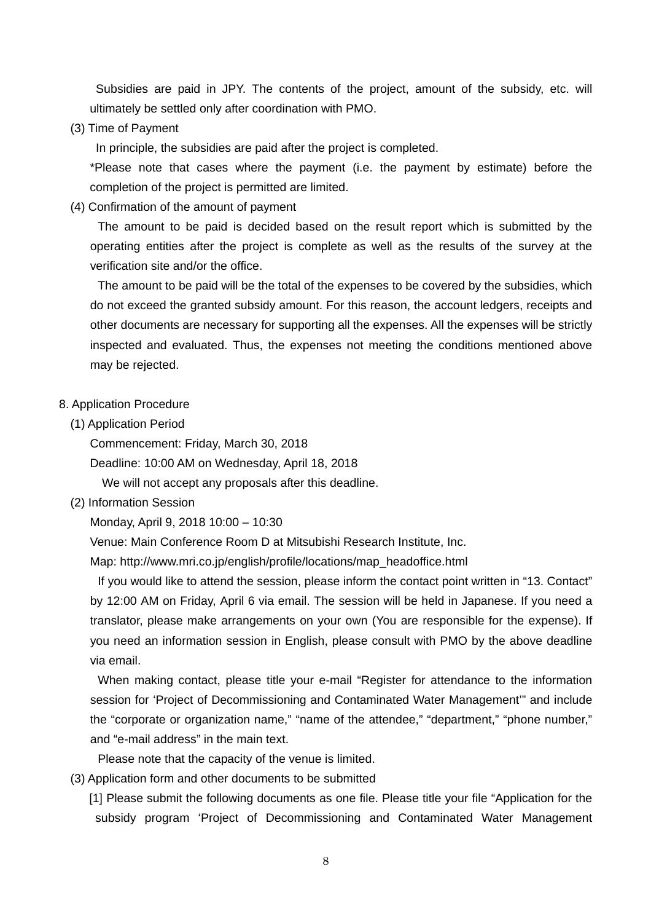Subsidies are paid in JPY. The contents of the project, amount of the subsidy, etc. will ultimately be settled only after coordination with PMO.

(3) Time of Payment

In principle, the subsidies are paid after the project is completed.

*Please note that cases where the payment (i.e. the payment by estimate) before the completion of the project is permitted are limited.

(4) Confirmation of the amount of payment

The amount to be paid is decided based on the result report which is submitted by the operating entities after the project is complete as well as the results of the survey at the verification site and/or the office.

The amount to be paid will be the total of the expenses to be covered by the subsidies, which do not exceed the granted subsidy amount. For this reason, the account ledgers, receipts and other documents are necessary for supporting all the expenses. All the expenses will be strictly inspected and evaluated. Thus, the expenses not meeting the conditions mentioned above may be rejected.

## 8. Application Procedure

(1) Application Period

Commencement: Friday, March 30, 2018

Deadline: 10:00 AM on Wednesday, April 18, 2018

We will not accept any proposals after this deadline.

(2) Information Session

Monday, April 9, 2018 10:00 – 10:30

Venue: Main Conference Room D at Mitsubishi Research Institute, Inc.

Map: http://www.mri.co.jp/english/profile/locations/map_headoffice.html

If you would like to attend the session, please inform the contact point written in “13. Contact” by 12:00 AM on Friday, April 6 via email. The session will be held in Japanese. If you need a translator, please make arrangements on your own (You are responsible for the expense). If you need an information session in English, please consult with PMO by the above deadline via email.

When making contact, please title your e-mail “Register for attendance to the information session for ‘Project of Decommissioning and Contaminated Water Management’” and include the “corporate or organization name,” “name of the attendee,” “department,” “phone number,” and “e-mail address” in the main text.

Please note that the capacity of the venue is limited.

(3) Application form and other documents to be submitted

[1] Please submit the following documents as one file. Please title your file “Application for the subsidy program ‘Project of Decommissioning and Contaminated Water Management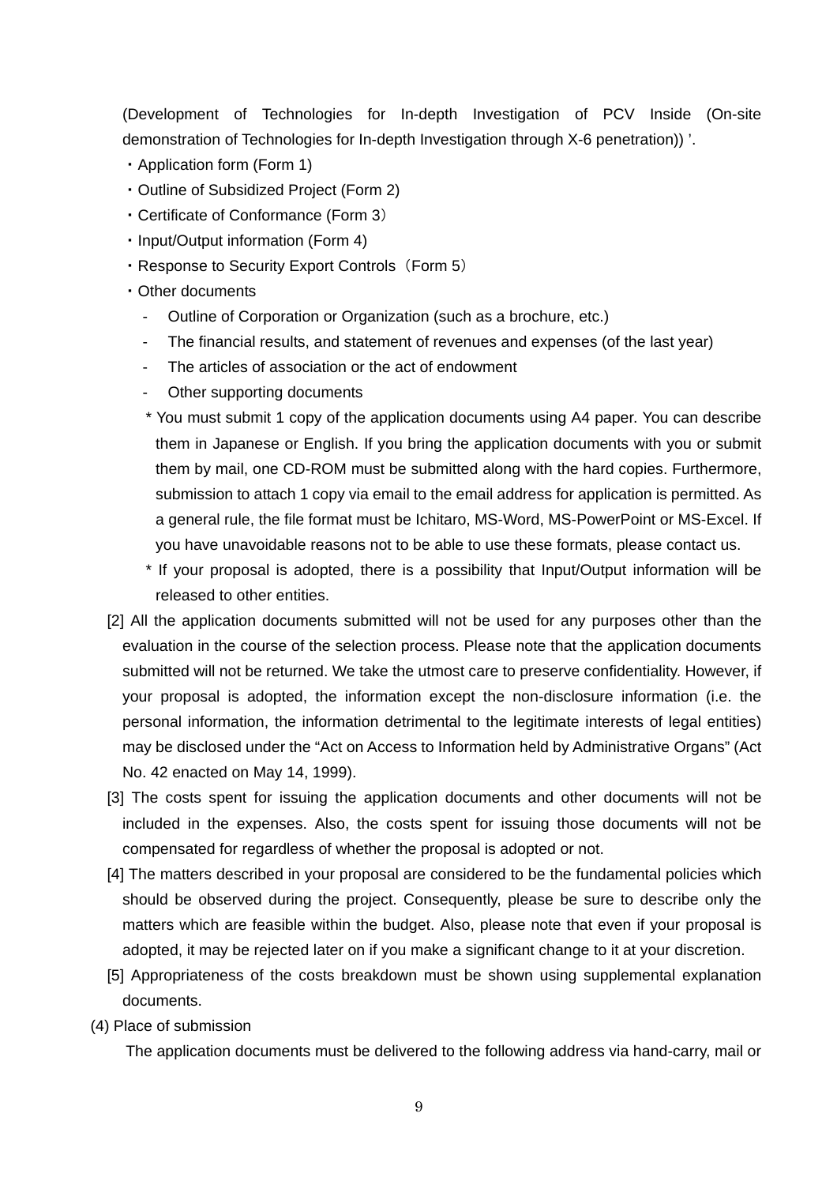(Development of Technologies for In-depth Investigation of PCV Inside (On-site demonstration of Technologies for In-depth Investigation through X-6 penetration)) '.

- Application form (Form 1)
- Outline of Subsidized Project (Form 2)
- Certificate of Conformance (Form 3)
- Input/Output information (Form 4)
- Response to Security Export Controls（Form 5）
- Other documents
  - Outline of Corporation or Organization (such as a brochure, etc.)
  - The financial results, and statement of revenues and expenses (of the last year)
  - The articles of association or the act of endowment
  - Other supporting documents

  \* You must submit 1 copy of the application documents using A4 paper. You can describe them in Japanese or English. If you bring the application documents with you or submit them by mail, one CD-ROM must be submitted along with the hard copies. Furthermore, submission to attach 1 copy via email to the email address for application is permitted. As a general rule, the file format must be Ichitaro, MS-Word, MS-PowerPoint or MS-Excel. If you have unavoidable reasons not to be able to use these formats, please contact us.

  \* If your proposal is adopted, there is a possibility that Input/Output information will be released to other entities.

[2] All the application documents submitted will not be used for any purposes other than the evaluation in the course of the selection process. Please note that the application documents submitted will not be returned. We take the utmost care to preserve confidentiality. However, if your proposal is adopted, the information except the non-disclosure information (i.e. the personal information, the information detrimental to the legitimate interests of legal entities) may be disclosed under the “Act on Access to Information held by Administrative Organs” (Act No. 42 enacted on May 14, 1999).

[3] The costs spent for issuing the application documents and other documents will not be included in the expenses. Also, the costs spent for issuing those documents will not be compensated for regardless of whether the proposal is adopted or not.

[4] The matters described in your proposal are considered to be the fundamental policies which should be observed during the project. Consequently, please be sure to describe only the matters which are feasible within the budget. Also, please note that even if your proposal is adopted, it may be rejected later on if you make a significant change to it at your discretion.

[5] Appropriateness of the costs breakdown must be shown using supplemental explanation documents.

(4) Place of submission

The application documents must be delivered to the following address via hand-carry, mail or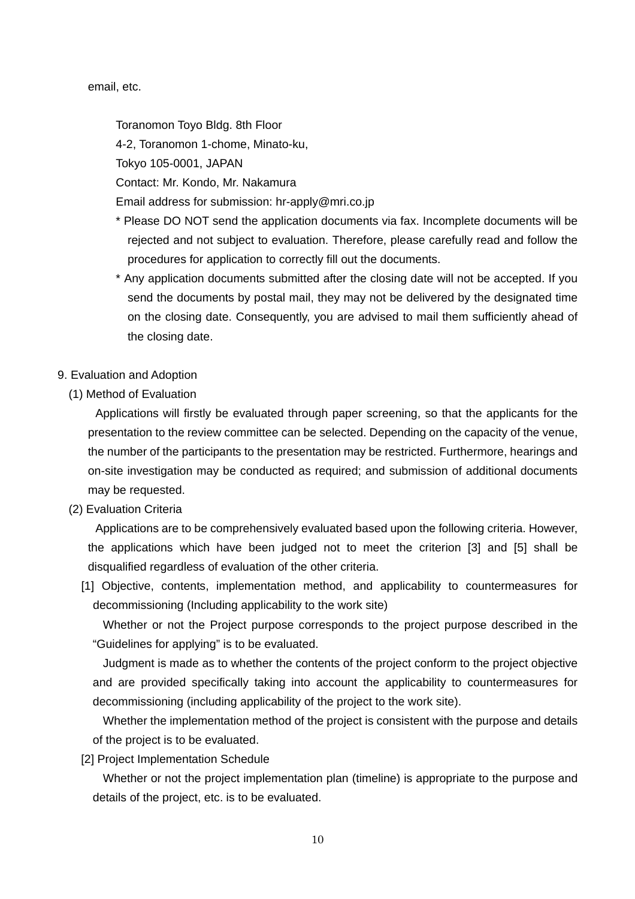email, etc.

Toranomon Toyo Bldg. 8th Floor
4-2, Toranomon 1-chome, Minato-ku,
Tokyo 105-0001, JAPAN
Contact: Mr. Kondo, Mr. Nakamura
Email address for submission: hr-apply@mri.co.jp

* Please DO NOT send the application documents via fax. Incomplete documents will be rejected and not subject to evaluation. Therefore, please carefully read and follow the procedures for application to correctly fill out the documents.
* Any application documents submitted after the closing date will not be accepted. If you send the documents by postal mail, they may not be delivered by the designated time on the closing date. Consequently, you are advised to mail them sufficiently ahead of the closing date.

## 9. Evaluation and Adoption

### (1) Method of Evaluation

Applications will firstly be evaluated through paper screening, so that the applicants for the presentation to the review committee can be selected. Depending on the capacity of the venue, the number of the participants to the presentation may be restricted. Furthermore, hearings and on-site investigation may be conducted as required; and submission of additional documents may be requested.

### (2) Evaluation Criteria

Applications are to be comprehensively evaluated based upon the following criteria. However, the applications which have been judged not to meet the criterion [3] and [5] shall be disqualified regardless of evaluation of the other criteria.

[1] Objective, contents, implementation method, and applicability to countermeasures for decommissioning (Including applicability to the work site)

Whether or not the Project purpose corresponds to the project purpose described in the “Guidelines for applying” is to be evaluated.

Judgment is made as to whether the contents of the project conform to the project objective and are provided specifically taking into account the applicability to countermeasures for decommissioning (including applicability of the project to the work site).

Whether the implementation method of the project is consistent with the purpose and details of the project is to be evaluated.

[2] Project Implementation Schedule

Whether or not the project implementation plan (timeline) is appropriate to the purpose and details of the project, etc. is to be evaluated.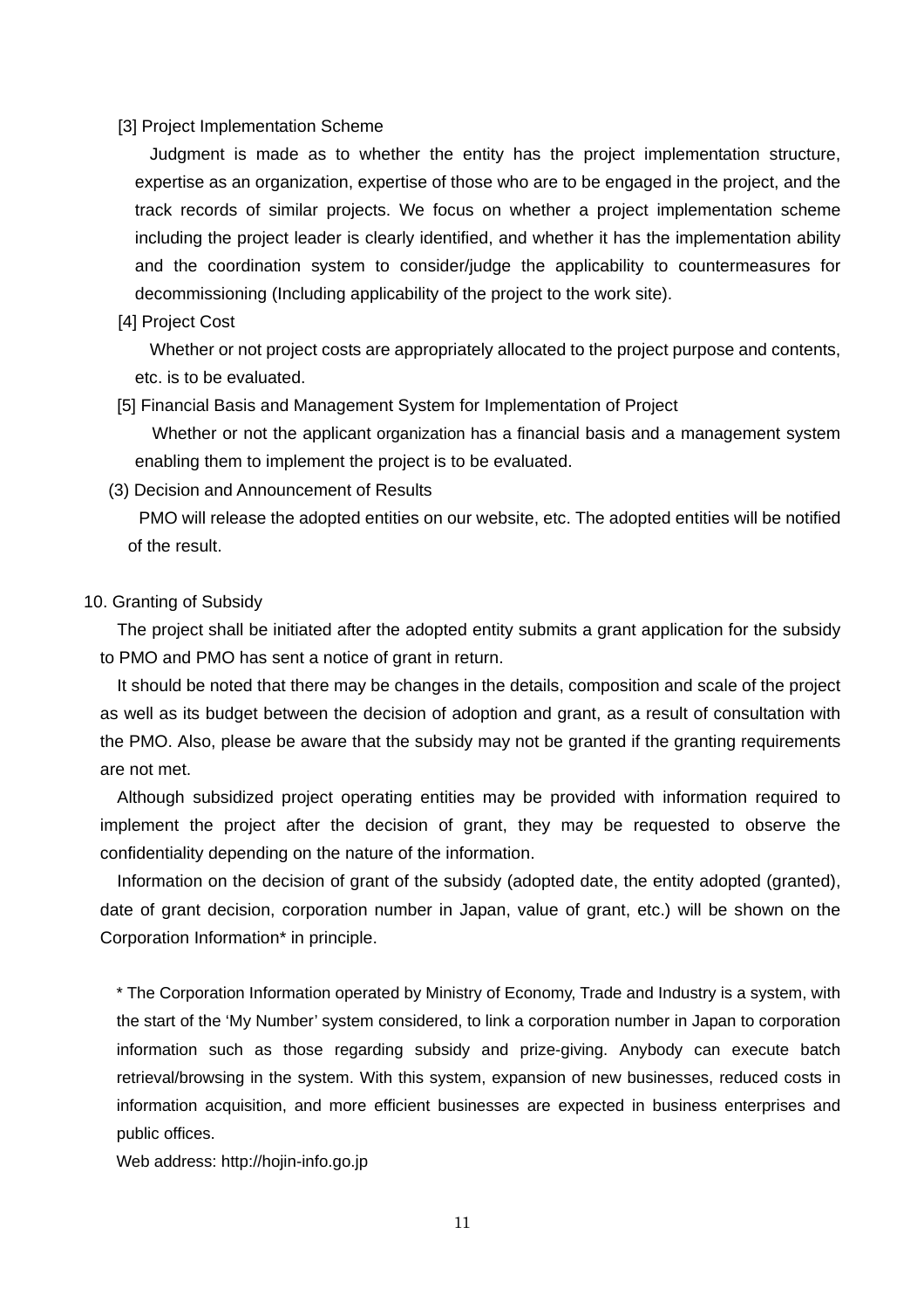[3] Project Implementation Scheme

Judgment is made as to whether the entity has the project implementation structure, expertise as an organization, expertise of those who are to be engaged in the project, and the track records of similar projects. We focus on whether a project implementation scheme including the project leader is clearly identified, and whether it has the implementation ability and the coordination system to consider/judge the applicability to countermeasures for decommissioning (Including applicability of the project to the work site).

[4] Project Cost

Whether or not project costs are appropriately allocated to the project purpose and contents, etc. is to be evaluated.

[5] Financial Basis and Management System for Implementation of Project

Whether or not the applicant organization has a financial basis and a management system enabling them to implement the project is to be evaluated.

(3) Decision and Announcement of Results

PMO will release the adopted entities on our website, etc. The adopted entities will be notified of the result.

## 10. Granting of Subsidy

The project shall be initiated after the adopted entity submits a grant application for the subsidy to PMO and PMO has sent a notice of grant in return.

It should be noted that there may be changes in the details, composition and scale of the project as well as its budget between the decision of adoption and grant, as a result of consultation with the PMO. Also, please be aware that the subsidy may not be granted if the granting requirements are not met.

Although subsidized project operating entities may be provided with information required to implement the project after the decision of grant, they may be requested to observe the confidentiality depending on the nature of the information.

Information on the decision of grant of the subsidy (adopted date, the entity adopted (granted), date of grant decision, corporation number in Japan, value of grant, etc.) will be shown on the Corporation Information* in principle.

* The Corporation Information operated by Ministry of Economy, Trade and Industry is a system, with the start of the 'My Number' system considered, to link a corporation number in Japan to corporation information such as those regarding subsidy and prize-giving. Anybody can execute batch retrieval/browsing in the system. With this system, expansion of new businesses, reduced costs in information acquisition, and more efficient businesses are expected in business enterprises and public offices.

Web address: http://hojin-info.go.jp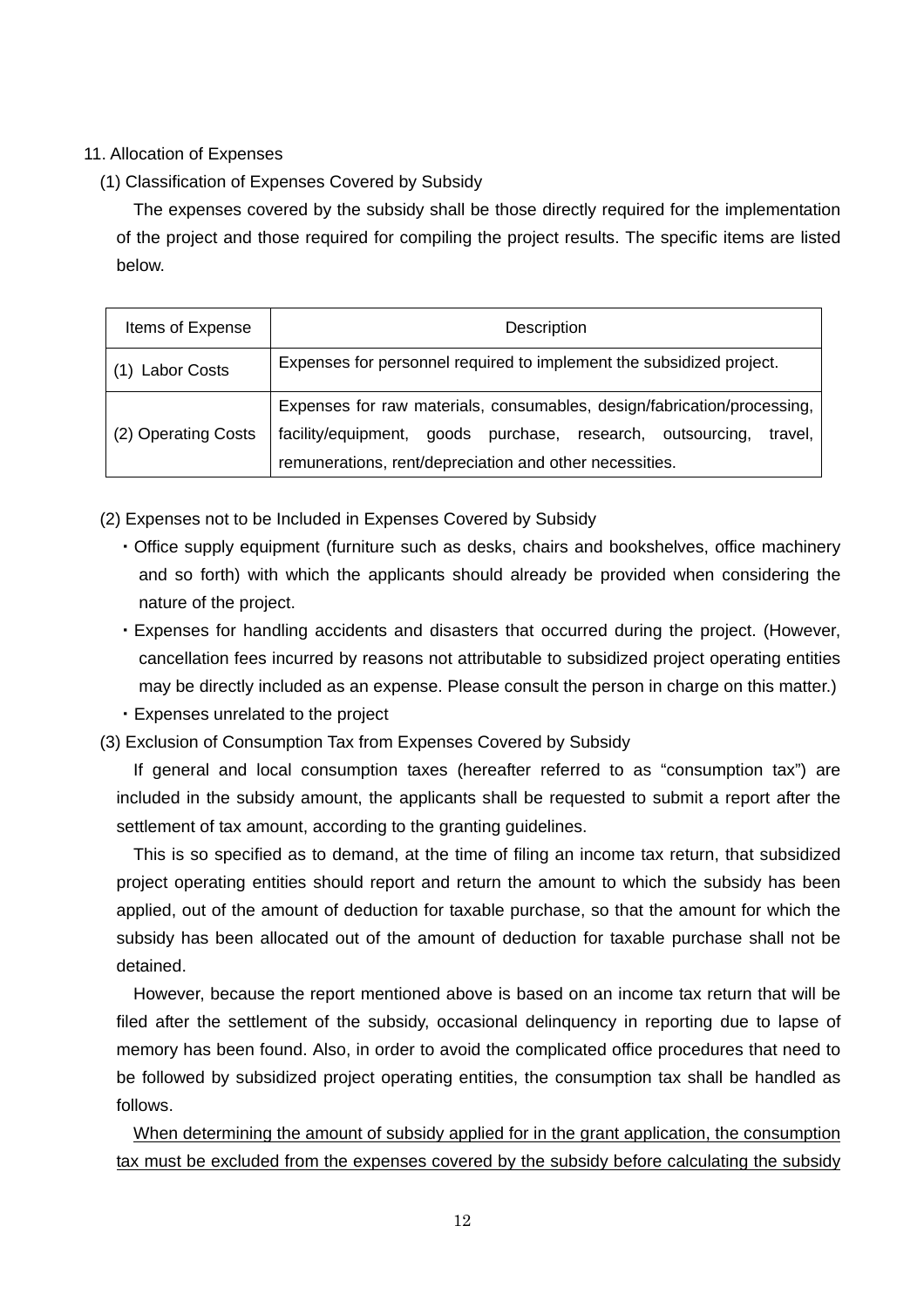11. Allocation of Expenses

(1) Classification of Expenses Covered by Subsidy

The expenses covered by the subsidy shall be those directly required for the implementation of the project and those required for compiling the project results. The specific items are listed below.

| Items of Expense | Description |
|---|---|
| (1) Labor Costs | Expenses for personnel required to implement the subsidized project. |
| (2) Operating Costs | Expenses for raw materials, consumables, design/fabrication/processing, facility/equipment, goods purchase, research, outsourcing, travel, remunerations, rent/depreciation and other necessities. |

(2) Expenses not to be Included in Expenses Covered by Subsidy

- Office supply equipment (furniture such as desks, chairs and bookshelves, office machinery and so forth) with which the applicants should already be provided when considering the nature of the project.
- Expenses for handling accidents and disasters that occurred during the project. (However, cancellation fees incurred by reasons not attributable to subsidized project operating entities may be directly included as an expense. Please consult the person in charge on this matter.)
- Expenses unrelated to the project

(3) Exclusion of Consumption Tax from Expenses Covered by Subsidy

If general and local consumption taxes (hereafter referred to as “consumption tax”) are included in the subsidy amount, the applicants shall be requested to submit a report after the settlement of tax amount, according to the granting guidelines.

This is so specified as to demand, at the time of filing an income tax return, that subsidized project operating entities should report and return the amount to which the subsidy has been applied, out of the amount of deduction for taxable purchase, so that the amount for which the subsidy has been allocated out of the amount of deduction for taxable purchase shall not be detained.

However, because the report mentioned above is based on an income tax return that will be filed after the settlement of the subsidy, occasional delinquency in reporting due to lapse of memory has been found. Also, in order to avoid the complicated office procedures that need to be followed by subsidized project operating entities, the consumption tax shall be handled as follows.

<u>When determining the amount of subsidy applied for in the grant application, the consumption tax must be excluded from the expenses covered by the subsidy before calculating the subsidy</u>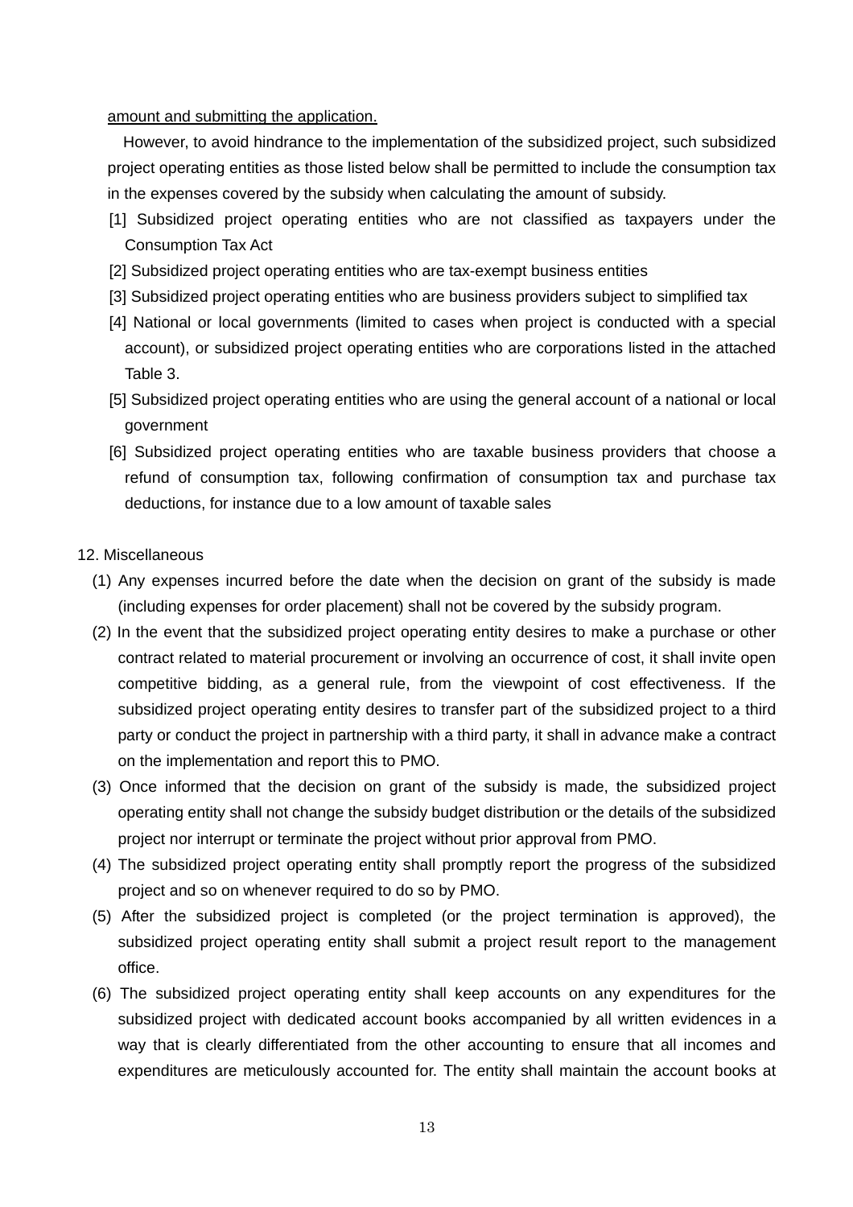amount and submitting the application.

However, to avoid hindrance to the implementation of the subsidized project, such subsidized project operating entities as those listed below shall be permitted to include the consumption tax in the expenses covered by the subsidy when calculating the amount of subsidy.

[1] Subsidized project operating entities who are not classified as taxpayers under the Consumption Tax Act

[2] Subsidized project operating entities who are tax-exempt business entities

[3] Subsidized project operating entities who are business providers subject to simplified tax

[4] National or local governments (limited to cases when project is conducted with a special account), or subsidized project operating entities who are corporations listed in the attached Table 3.

[5] Subsidized project operating entities who are using the general account of a national or local government

[6] Subsidized project operating entities who are taxable business providers that choose a refund of consumption tax, following confirmation of consumption tax and purchase tax deductions, for instance due to a low amount of taxable sales

12. Miscellaneous

(1) Any expenses incurred before the date when the decision on grant of the subsidy is made (including expenses for order placement) shall not be covered by the subsidy program.

(2) In the event that the subsidized project operating entity desires to make a purchase or other contract related to material procurement or involving an occurrence of cost, it shall invite open competitive bidding, as a general rule, from the viewpoint of cost effectiveness. If the subsidized project operating entity desires to transfer part of the subsidized project to a third party or conduct the project in partnership with a third party, it shall in advance make a contract on the implementation and report this to PMO.

(3) Once informed that the decision on grant of the subsidy is made, the subsidized project operating entity shall not change the subsidy budget distribution or the details of the subsidized project nor interrupt or terminate the project without prior approval from PMO.

(4) The subsidized project operating entity shall promptly report the progress of the subsidized project and so on whenever required to do so by PMO.

(5) After the subsidized project is completed (or the project termination is approved), the subsidized project operating entity shall submit a project result report to the management office.

(6) The subsidized project operating entity shall keep accounts on any expenditures for the subsidized project with dedicated account books accompanied by all written evidences in a way that is clearly differentiated from the other accounting to ensure that all incomes and expenditures are meticulously accounted for. The entity shall maintain the account books at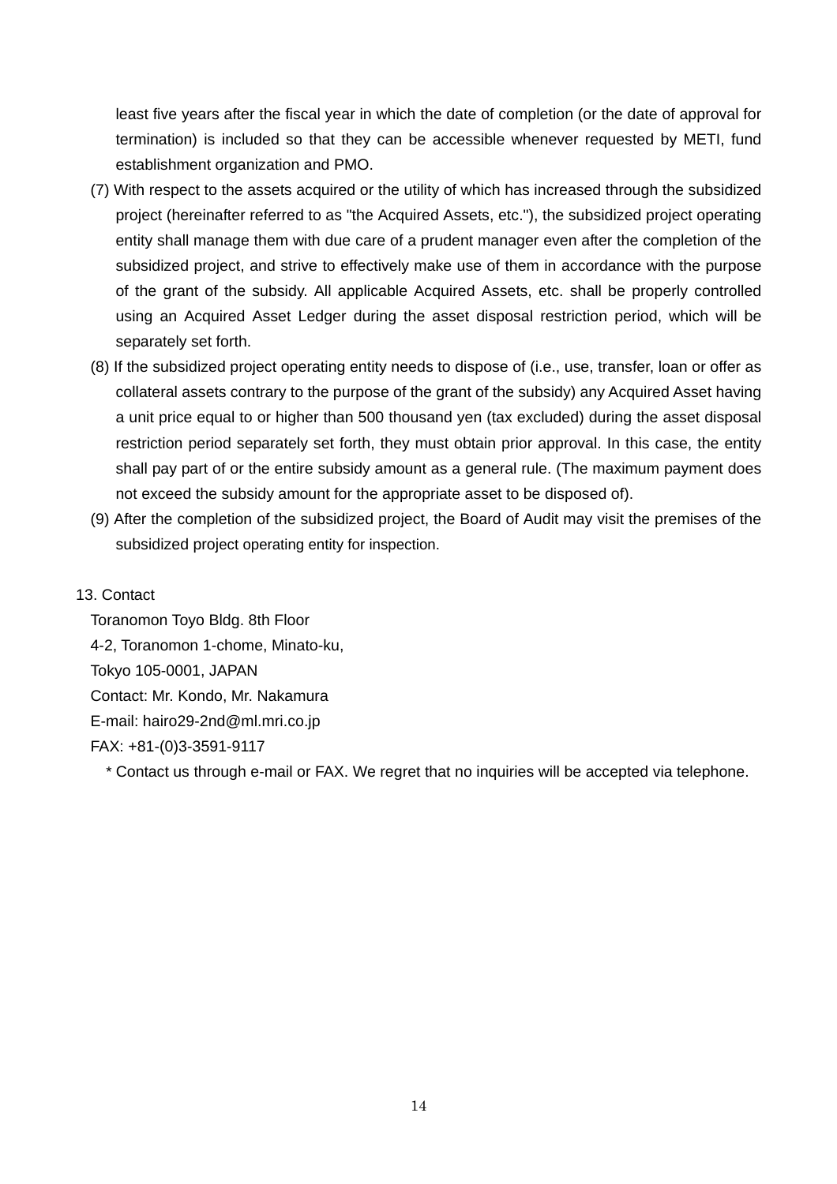least five years after the fiscal year in which the date of completion (or the date of approval for termination) is included so that they can be accessible whenever requested by METI, fund establishment organization and PMO.

(7) With respect to the assets acquired or the utility of which has increased through the subsidized project (hereinafter referred to as "the Acquired Assets, etc."), the subsidized project operating entity shall manage them with due care of a prudent manager even after the completion of the subsidized project, and strive to effectively make use of them in accordance with the purpose of the grant of the subsidy. All applicable Acquired Assets, etc. shall be properly controlled using an Acquired Asset Ledger during the asset disposal restriction period, which will be separately set forth.

(8) If the subsidized project operating entity needs to dispose of (i.e., use, transfer, loan or offer as collateral assets contrary to the purpose of the grant of the subsidy) any Acquired Asset having a unit price equal to or higher than 500 thousand yen (tax excluded) during the asset disposal restriction period separately set forth, they must obtain prior approval. In this case, the entity shall pay part of or the entire subsidy amount as a general rule. (The maximum payment does not exceed the subsidy amount for the appropriate asset to be disposed of).

(9) After the completion of the subsidized project, the Board of Audit may visit the premises of the subsidized project operating entity for inspection.

## 13. Contact

Toranomon Toyo Bldg. 8th Floor
4-2, Toranomon 1-chome, Minato-ku,
Tokyo 105-0001, JAPAN
Contact: Mr. Kondo, Mr. Nakamura
E-mail: hairo29-2nd@ml.mri.co.jp
FAX: +81-(0)3-3591-9117

* Contact us through e-mail or FAX. We regret that no inquiries will be accepted via telephone.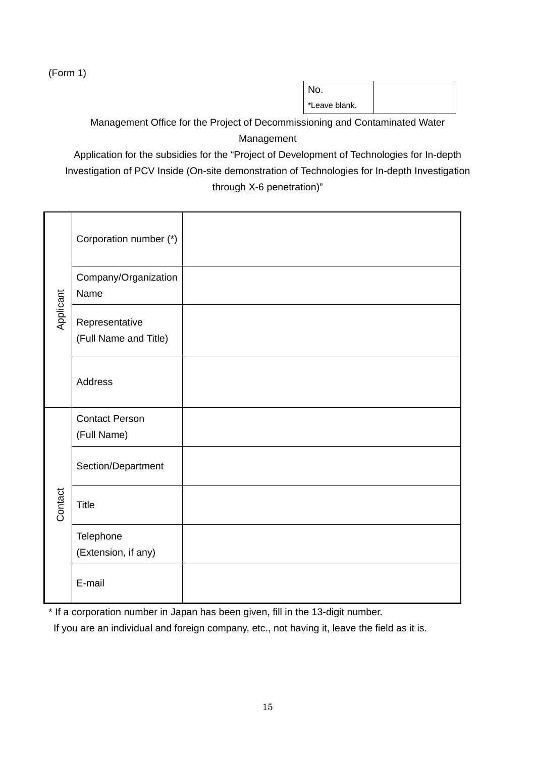(Form 1)

| No. *Leave blank. | |
|---|---|

Management Office for the Project of Decommissioning and Contaminated Water Management

Application for the subsidies for the “Project of Development of Technologies for In-depth Investigation of PCV Inside (On-site demonstration of Technologies for In-depth Investigation through X-6 penetration)”

| | | |
|---|---|---|
| Applicant | Corporation number (*) | |
| | Company/Organization Name | |
| | Representative (Full Name and Title) | |
| | Address | |
| Contact | Contact Person (Full Name) | |
| | Section/Department | |
| | Title | |
| | Telephone (Extension, if any) | |
| | E-mail | |

* If a corporation number in Japan has been given, fill in the 13-digit number.
  If you are an individual and foreign company, etc., not having it, leave the field as it is.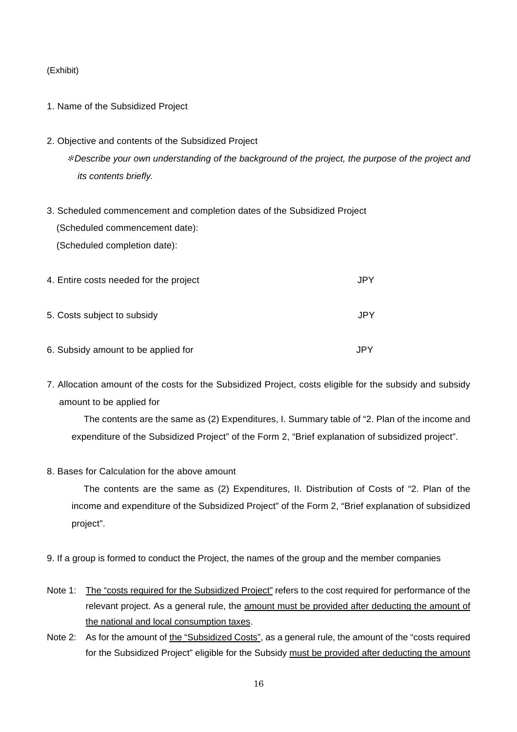(Exhibit)

1. Name of the Subsidized Project

2. Objective and contents of the Subsidized Project

   ✻*Describe your own understanding of the background of the project, the purpose of the project and its contents briefly.*

3. Scheduled commencement and completion dates of the Subsidized Project

   (Scheduled commencement date):

   (Scheduled completion date):

4. Entire costs needed for the project JPY

5. Costs subject to subsidy JPY

6. Subsidy amount to be applied for JPY

7. Allocation amount of the costs for the Subsidized Project, costs eligible for the subsidy and subsidy amount to be applied for

   The contents are the same as (2) Expenditures, I. Summary table of "2. Plan of the income and expenditure of the Subsidized Project" of the Form 2, "Brief explanation of subsidized project".

8. Bases for Calculation for the above amount

   The contents are the same as (2) Expenditures, II. Distribution of Costs of "2. Plan of the income and expenditure of the Subsidized Project" of the Form 2, "Brief explanation of subsidized project".

9. If a group is formed to conduct the Project, the names of the group and the member companies

Note 1: <u>The "costs required for the Subsidized Project"</u> refers to the cost required for performance of the relevant project. As a general rule, the <u>amount must be provided after deducting the amount of the national and local consumption taxes</u>.

Note 2: As for the amount of <u>the "Subsidized Costs"</u>, as a general rule, the amount of the "costs required for the Subsidized Project" eligible for the Subsidy <u>must be provided after deducting the amount</u>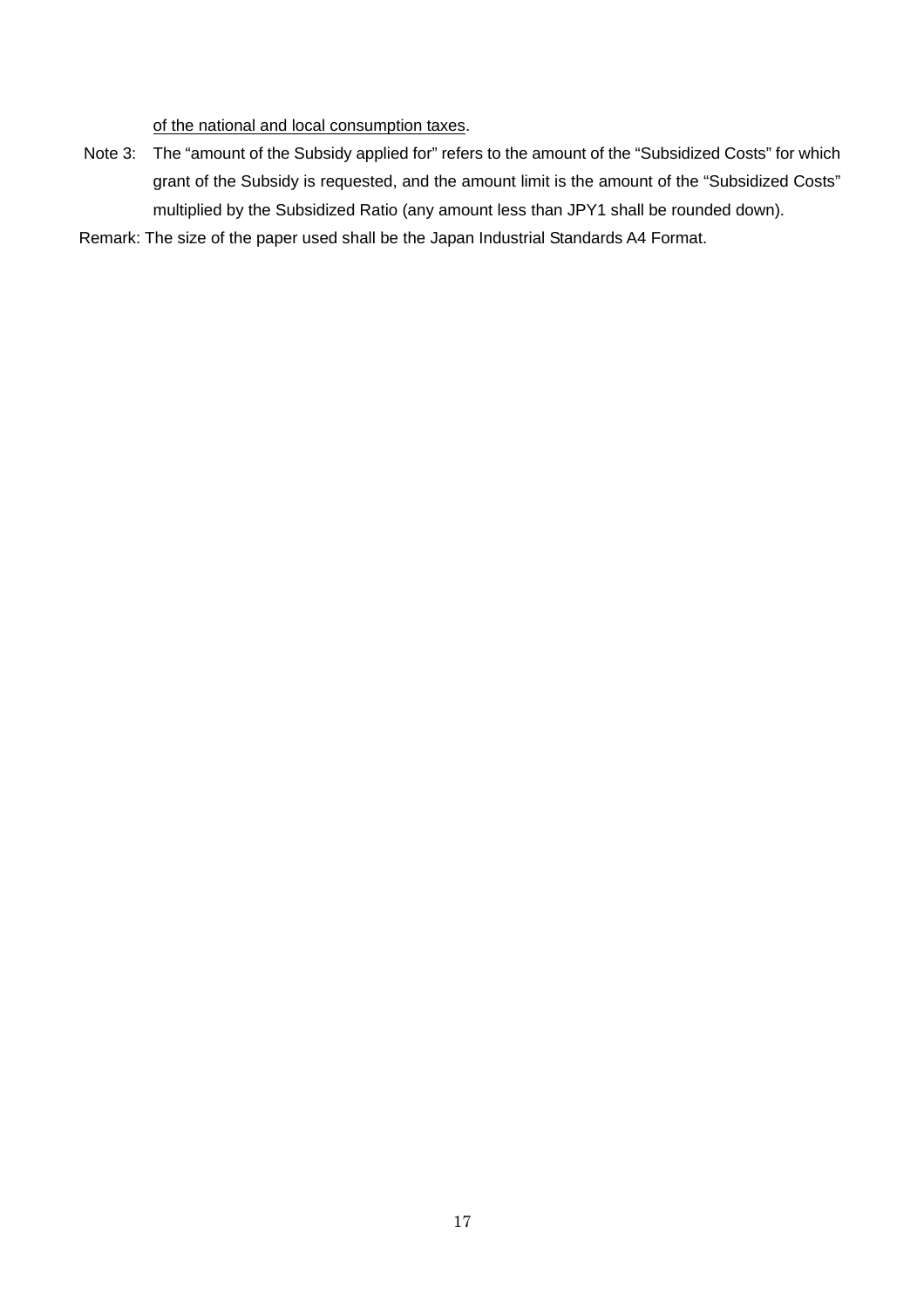<u>of the national and local consumption taxes</u>.

Note 3: The “amount of the Subsidy applied for” refers to the amount of the “Subsidized Costs” for which grant of the Subsidy is requested, and the amount limit is the amount of the “Subsidized Costs” multiplied by the Subsidized Ratio (any amount less than JPY1 shall be rounded down).

Remark: The size of the paper used shall be the Japan Industrial Standards A4 Format.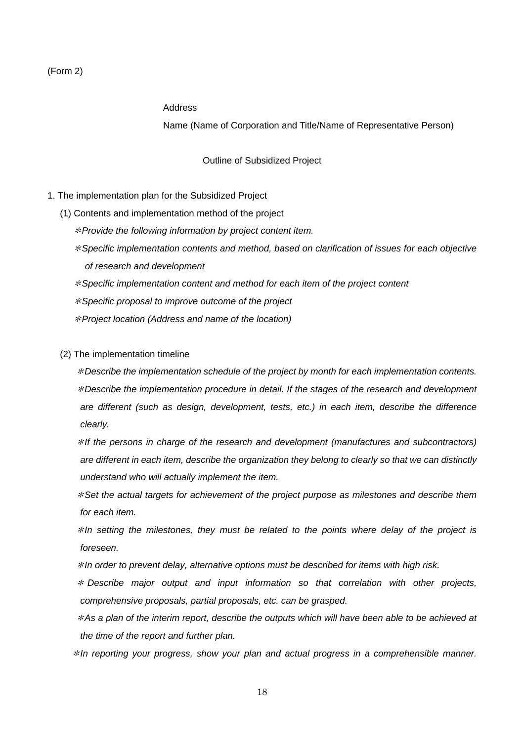(Form 2)

Address

Name (Name of Corporation and Title/Name of Representative Person)

Outline of Subsidized Project

1. The implementation plan for the Subsidized Project

(1) Contents and implementation method of the project

*＊Provide the following information by project content item.*

*＊Specific implementation contents and method, based on clarification of issues for each objective of research and development*

*＊Specific implementation content and method for each item of the project content*

*＊Specific proposal to improve outcome of the project*

*＊Project location (Address and name of the location)*

(2) The implementation timeline

*＊Describe the implementation schedule of the project by month for each implementation contents.*

*＊Describe the implementation procedure in detail. If the stages of the research and development are different (such as design, development, tests, etc.) in each item, describe the difference clearly.*

*＊If the persons in charge of the research and development (manufactures and subcontractors) are different in each item, describe the organization they belong to clearly so that we can distinctly understand who will actually implement the item.*

*＊Set the actual targets for achievement of the project purpose as milestones and describe them for each item.*

*＊In setting the milestones, they must be related to the points where delay of the project is foreseen.*

*＊In order to prevent delay, alternative options must be described for items with high risk.*

*＊Describe major output and input information so that correlation with other projects, comprehensive proposals, partial proposals, etc. can be grasped.*

*＊As a plan of the interim report, describe the outputs which will have been able to be achieved at the time of the report and further plan.*

*＊In reporting your progress, show your plan and actual progress in a comprehensible manner.*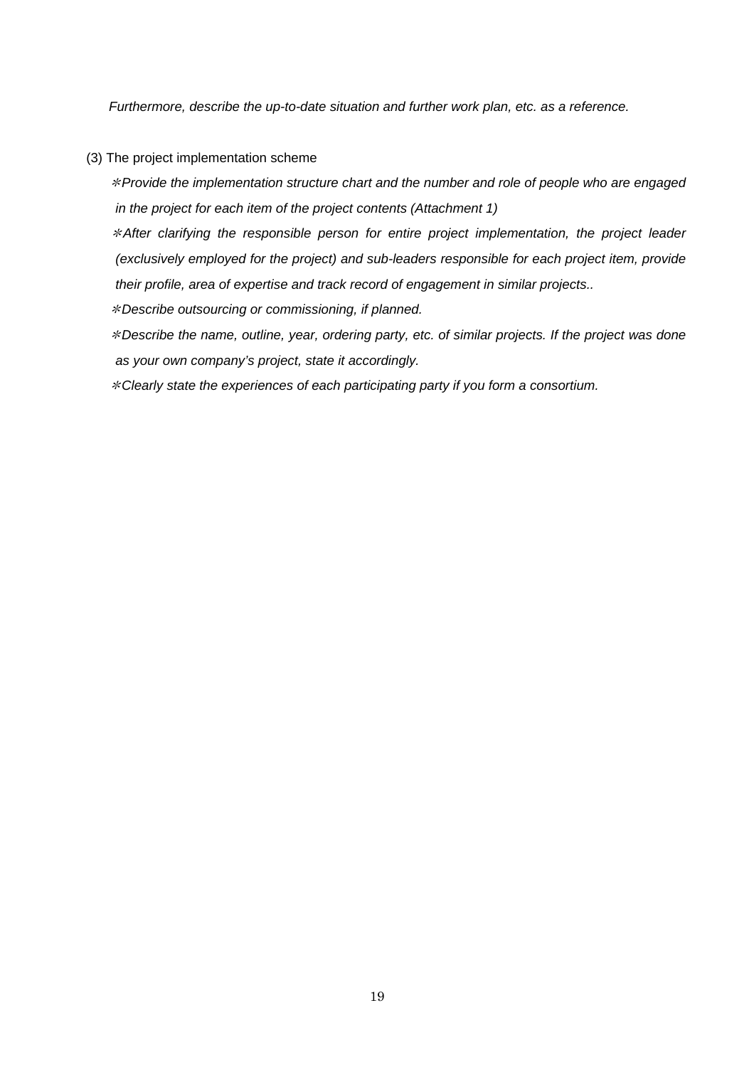*Furthermore, describe the up-to-date situation and further work plan, etc. as a reference.*

(3) The project implementation scheme

*＊Provide the implementation structure chart and the number and role of people who are engaged in the project for each item of the project contents (Attachment 1)*

*＊After clarifying the responsible person for entire project implementation, the project leader (exclusively employed for the project) and sub-leaders responsible for each project item, provide their profile, area of expertise and track record of engagement in similar projects..*

*＊Describe outsourcing or commissioning, if planned.*

*＊Describe the name, outline, year, ordering party, etc. of similar projects. If the project was done as your own company's project, state it accordingly.*

*＊Clearly state the experiences of each participating party if you form a consortium.*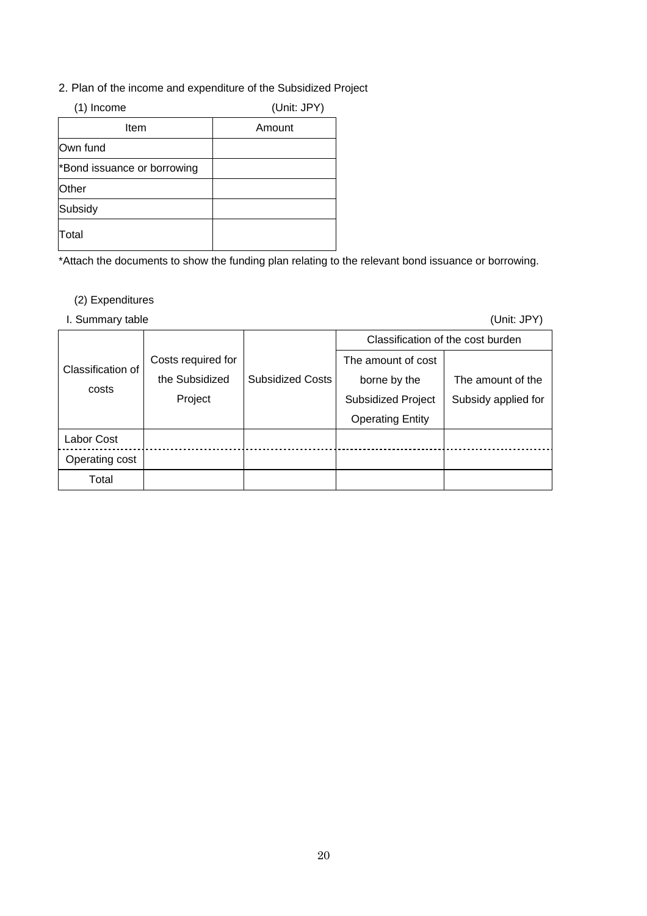2. Plan of the income and expenditure of the Subsidized Project

(1) Income (Unit: JPY)

| Item | Amount |
| --- | --- |
| Own fund | |
| *Bond issuance or borrowing | |
| Other | |
| Subsidy | |
| Total | |

*Attach the documents to show the funding plan relating to the relevant bond issuance or borrowing.

(2) Expenditures

I. Summary table (Unit: JPY)

| Classification of costs | Costs required for the Subsidized Project | Subsidized Costs | Classification of the cost burden | |
| --- | --- | --- | --- | --- |
| | | | The amount of cost borne by the Subsidized Project Operating Entity | The amount of the Subsidy applied for |
| Labor Cost | | | | |
| Operating cost | | | | |
| Total | | | | |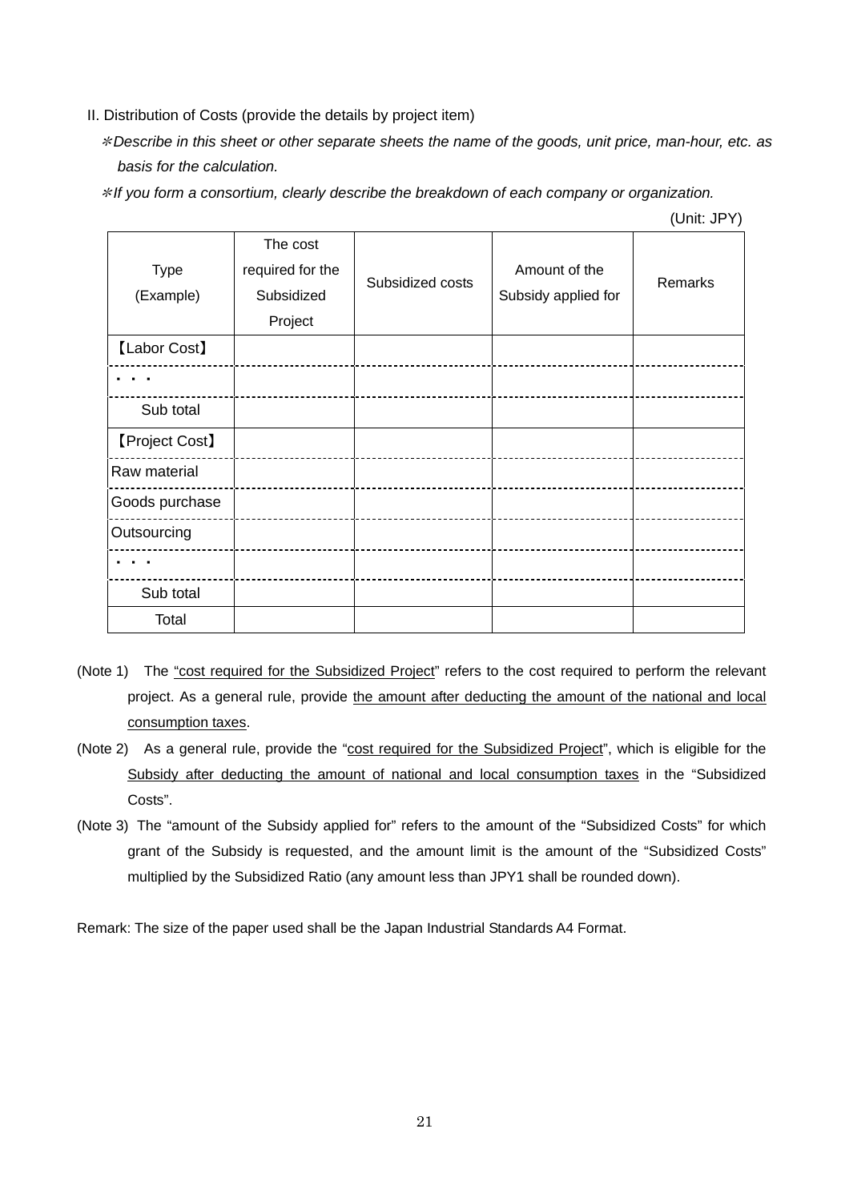II. Distribution of Costs (provide the details by project item)

*\*Describe in this sheet or other separate sheets the name of the goods, unit price, man-hour, etc. as basis for the calculation.*

*\*If you form a consortium, clearly describe the breakdown of each company or organization.*

(Unit: JPY)

| Type (Example) | The cost required for the Subsidized Project | Subsidized costs | Amount of the Subsidy applied for | Remarks |
|---|---|---|---|---|
| 【Labor Cost】 | | | | |
| ・・・ | | | | |
| Sub total | | | | |
| 【Project Cost】 | | | | |
| Raw material | | | | |
| Goods purchase | | | | |
| Outsourcing | | | | |
| ・・・ | | | | |
| Sub total | | | | |
| Total | | | | |

(Note 1) The "cost required for the Subsidized Project" refers to the cost required to perform the relevant project. As a general rule, provide the amount after deducting the amount of the national and local consumption taxes.

(Note 2) As a general rule, provide the "cost required for the Subsidized Project", which is eligible for the Subsidy after deducting the amount of national and local consumption taxes in the "Subsidized Costs".

(Note 3) The "amount of the Subsidy applied for" refers to the amount of the "Subsidized Costs" for which grant of the Subsidy is requested, and the amount limit is the amount of the "Subsidized Costs" multiplied by the Subsidized Ratio (any amount less than JPY1 shall be rounded down).

Remark: The size of the paper used shall be the Japan Industrial Standards A4 Format.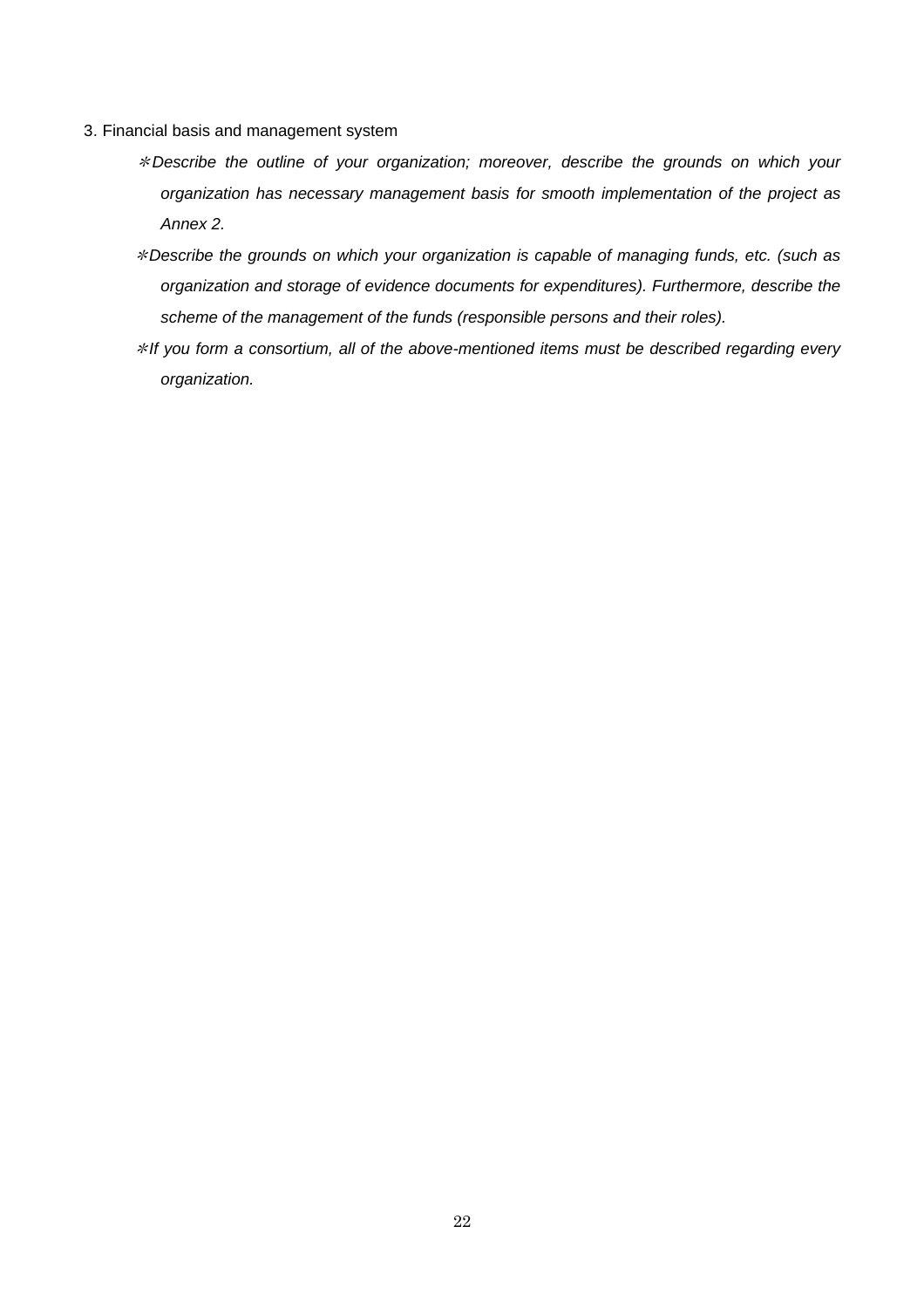3. Financial basis and management system

*＊Describe the outline of your organization; moreover, describe the grounds on which your organization has necessary management basis for smooth implementation of the project as Annex 2.*

*＊Describe the grounds on which your organization is capable of managing funds, etc. (such as organization and storage of evidence documents for expenditures). Furthermore, describe the scheme of the management of the funds (responsible persons and their roles).*

*＊If you form a consortium, all of the above-mentioned items must be described regarding every organization.*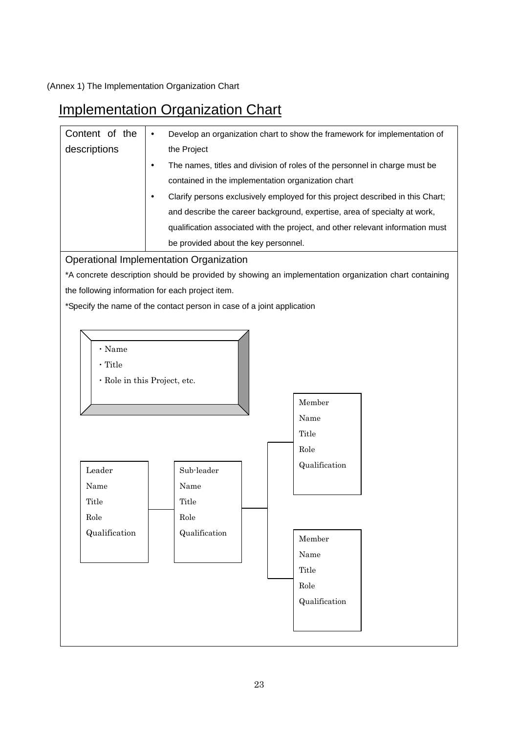(Annex 1) The Implementation Organization Chart

# Implementation Organization Chart

| Content of the descriptions | • Develop an organization chart to show the framework for implementation of the Project<br>• The names, titles and division of roles of the personnel in charge must be contained in the implementation organization chart<br>• Clarify persons exclusively employed for this project described in this Chart; and describe the career background, expertise, area of specialty at work, qualification associated with the project, and other relevant information must be provided about the key personnel. |
|---|---|

Operational Implementation Organization

*A concrete description should be provided by showing an implementation organization chart containing the following information for each project item.

*Specify the name of the contact person in case of a joint application

- ・Name
- ・Title
- ・Role in this Project, etc.

Leader
Name
Title
Role
Qualification

Sub-leader
Name
Title
Role
Qualification

Member
Name
Title
Role
Qualification

Member
Name
Title
Role
Qualification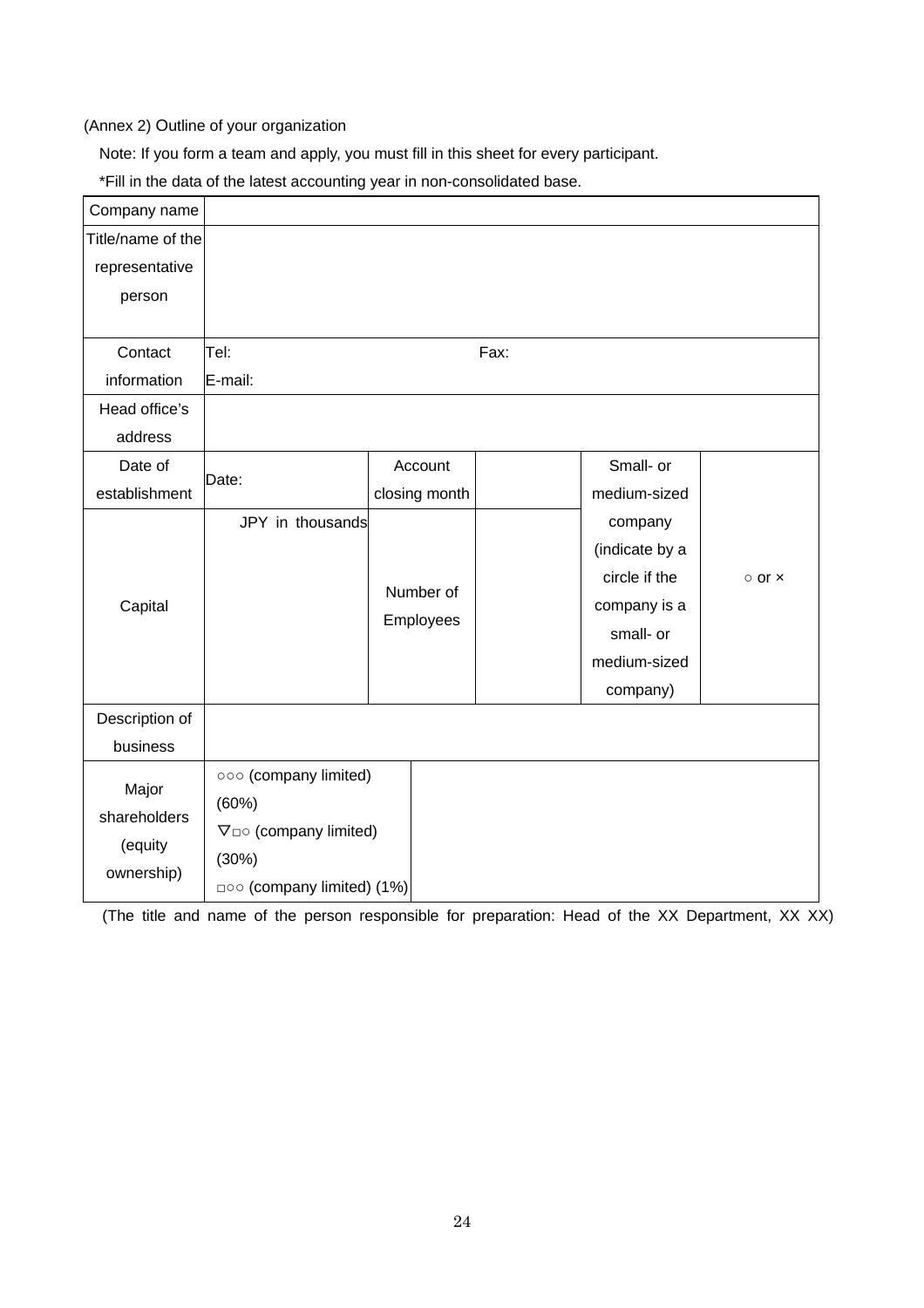(Annex 2) Outline of your organization

Note: If you form a team and apply, you must fill in this sheet for every participant.

*Fill in the data of the latest accounting year in non-consolidated base.

| Company name | | | | | |
|---|---|---|---|---|---|
| Title/name of the representative person | | | | | |
| Contact information | Tel: Fax:<br>E-mail: | | | | |
| Head office's address | | | | | |
| Date of establishment | Date: | Account closing month | | Small- or medium-sized company (indicate by a circle if the company is a small- or medium-sized company) | ○ or × |
| Capital | JPY in thousands | Number of Employees | | | |
| Description of business | | | | | |
| Major shareholders (equity ownership) | ○○○ (company limited) (60%)<br>▽□○ (company limited) (30%)<br>□○○ (company limited) (1%) | | | | |

(The title and name of the person responsible for preparation: Head of the XX Department, XX XX)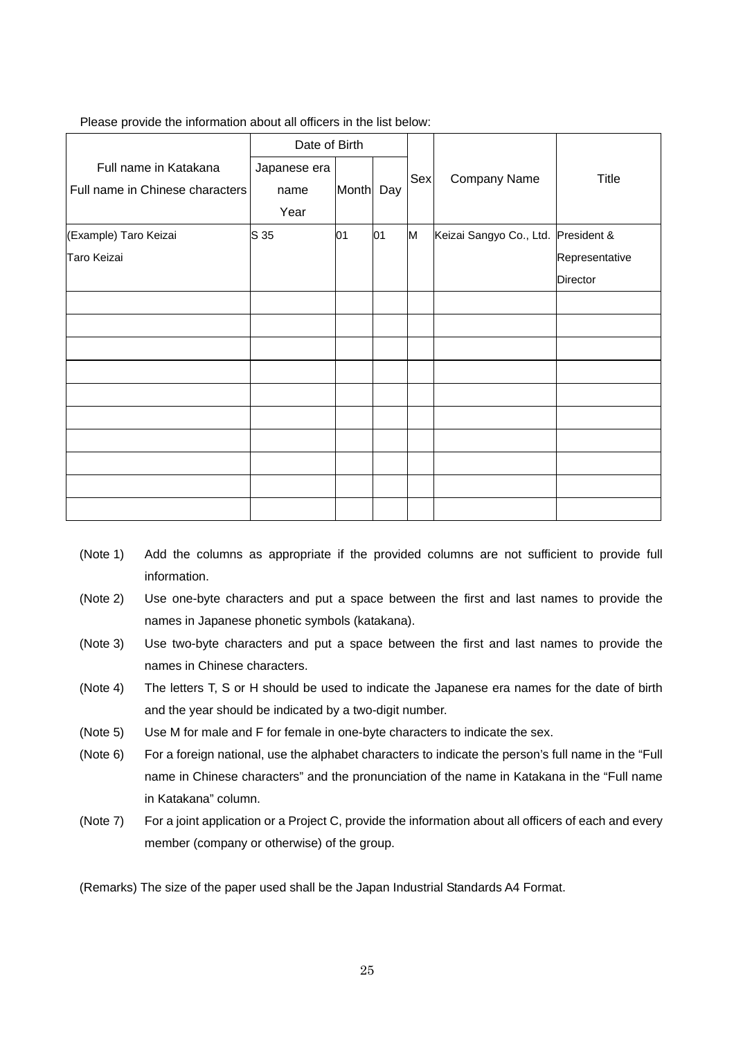Please provide the information about all officers in the list below:

| Full name in Katakana<br>Full name in Chinese characters | Date of Birth | | | Sex | Company Name | Title |
|---|---|---|---|---|---|---|
| | Japanese era name Year | Month | Day | | | |
| (Example) Taro Keizai<br>Taro Keizai | S 35 | 01 | 01 | M | Keizai Sangyo Co., Ltd. | President & Representative Director |
| | | | | | | |
| | | | | | | |
| | | | | | | |
| | | | | | | |
| | | | | | | |
| | | | | | | |
| | | | | | | |
| | | | | | | |
| | | | | | | |
| | | | | | | |

(Note 1) Add the columns as appropriate if the provided columns are not sufficient to provide full information.

(Note 2) Use one-byte characters and put a space between the first and last names to provide the names in Japanese phonetic symbols (katakana).

(Note 3) Use two-byte characters and put a space between the first and last names to provide the names in Chinese characters.

(Note 4) The letters T, S or H should be used to indicate the Japanese era names for the date of birth and the year should be indicated by a two-digit number.

(Note 5) Use M for male and F for female in one-byte characters to indicate the sex.

(Note 6) For a foreign national, use the alphabet characters to indicate the person's full name in the "Full name in Chinese characters" and the pronunciation of the name in Katakana in the "Full name in Katakana" column.

(Note 7) For a joint application or a Project C, provide the information about all officers of each and every member (company or otherwise) of the group.

(Remarks) The size of the paper used shall be the Japan Industrial Standards A4 Format.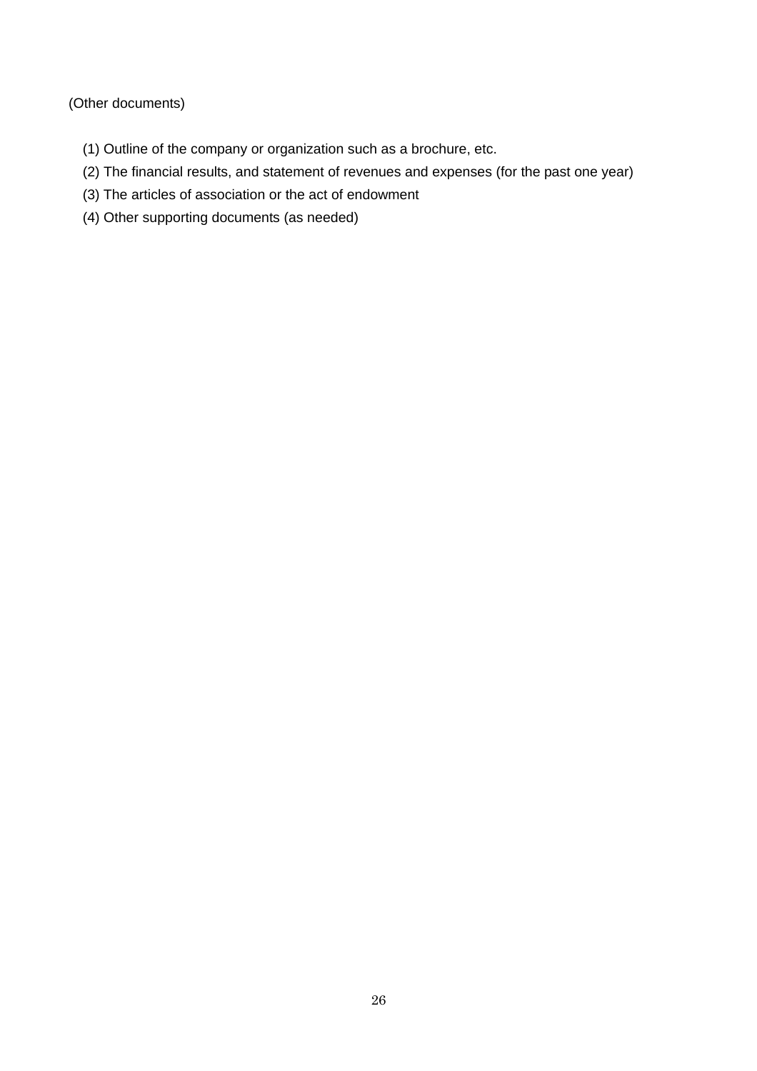(Other documents)

(1) Outline of the company or organization such as a brochure, etc.

(2) The financial results, and statement of revenues and expenses (for the past one year)

(3) The articles of association or the act of endowment

(4) Other supporting documents (as needed)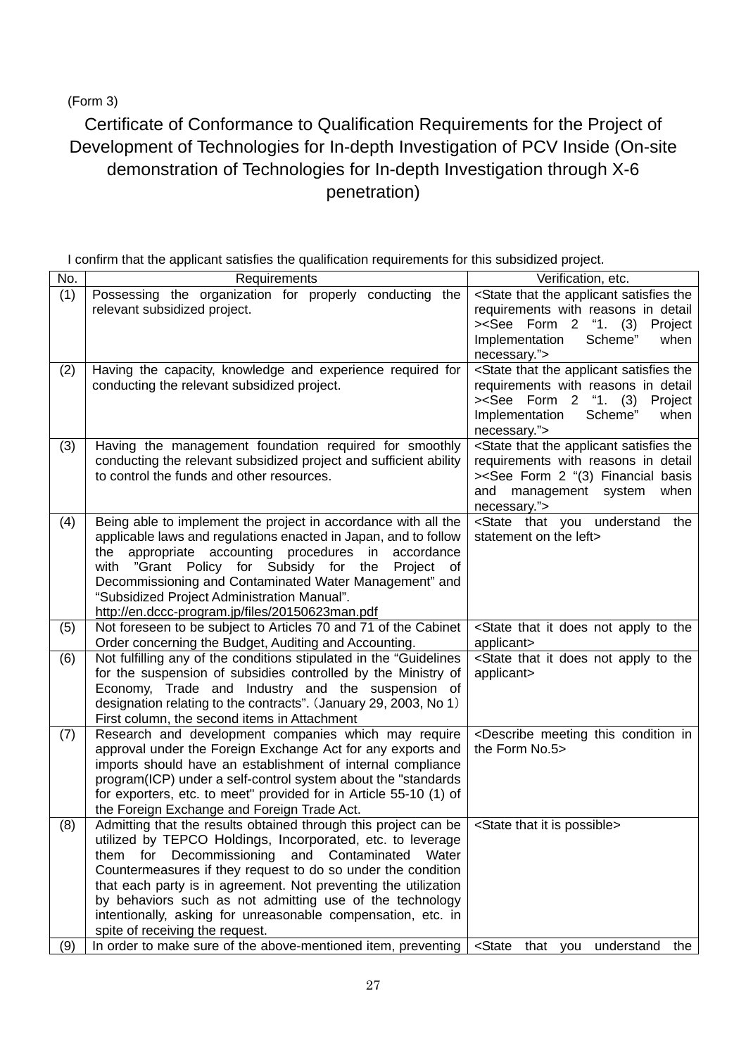(Form 3)

# Certificate of Conformance to Qualification Requirements for the Project of Development of Technologies for In-depth Investigation of PCV Inside (On-site demonstration of Technologies for In-depth Investigation through X-6 penetration)

I confirm that the applicant satisfies the qualification requirements for this subsidized project.

| No. | Requirements | Verification, etc. |
|---|---|---|
| (1) | Possessing the organization for properly conducting the relevant subsidized project. | <State that the applicant satisfies the requirements with reasons in detail ><See Form 2 “1. (3) Project Implementation Scheme” when necessary.”> |
| (2) | Having the capacity, knowledge and experience required for conducting the relevant subsidized project. | <State that the applicant satisfies the requirements with reasons in detail ><See Form 2 “1. (3) Project Implementation Scheme” when necessary.”> |
| (3) | Having the management foundation required for smoothly conducting the relevant subsidized project and sufficient ability to control the funds and other resources. | <State that the applicant satisfies the requirements with reasons in detail ><See Form 2 “(3) Financial basis and management system when necessary.”> |
| (4) | Being able to implement the project in accordance with all the applicable laws and regulations enacted in Japan, and to follow the appropriate accounting procedures in accordance with ”Grant Policy for Subsidy for the Project of Decommissioning and Contaminated Water Management” and “Subsidized Project Administration Manual”. http://en.dccc-program.jp/files/20150623man.pdf | <State that you understand the statement on the left> |
| (5) | Not foreseen to be subject to Articles 70 and 71 of the Cabinet Order concerning the Budget, Auditing and Accounting. | <State that it does not apply to the applicant> |
| (6) | Not fulfilling any of the conditions stipulated in the “Guidelines for the suspension of subsidies controlled by the Ministry of Economy, Trade and Industry and the suspension of designation relating to the contracts”.（January 29, 2003, No 1）First column, the second items in Attachment | <State that it does not apply to the applicant> |
| (7) | Research and development companies which may require approval under the Foreign Exchange Act for any exports and imports should have an establishment of internal compliance program(ICP) under a self-control system about the "standards for exporters, etc. to meet" provided for in Article 55-10 (1) of the Foreign Exchange and Foreign Trade Act. | <Describe meeting this condition in the Form No.5> |
| (8) | Admitting that the results obtained through this project can be utilized by TEPCO Holdings, Incorporated, etc. to leverage them for Decommissioning and Contaminated Water Countermeasures if they request to do so under the condition that each party is in agreement. Not preventing the utilization by behaviors such as not admitting use of the technology intentionally, asking for unreasonable compensation, etc. in spite of receiving the request. | <State that it is possible> |
| (9) | In order to make sure of the above-mentioned item, preventing | <State that you understand the |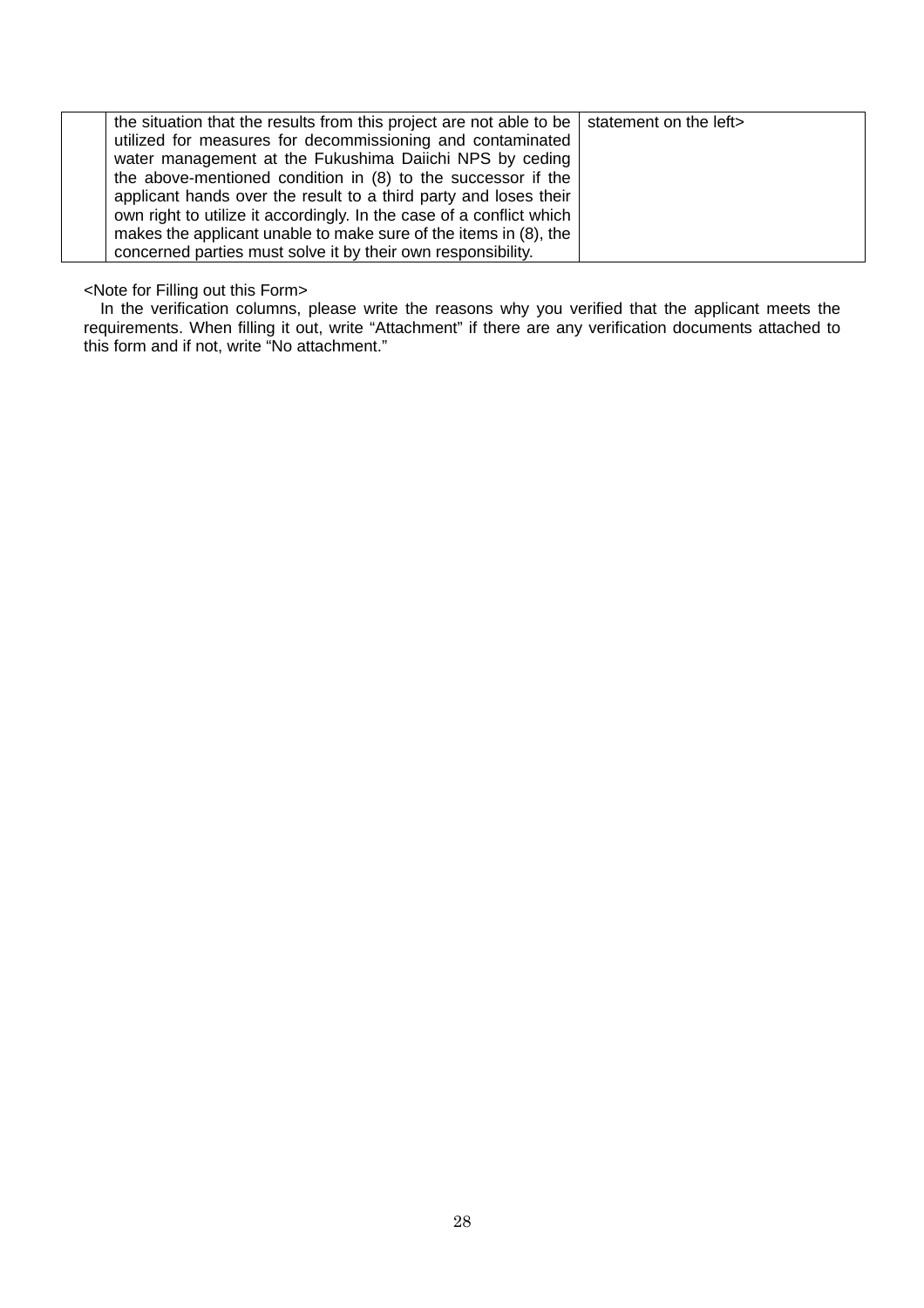|  |  |  |
|---|---|---|
|  | the situation that the results from this project are not able to be utilized for measures for decommissioning and contaminated water management at the Fukushima Daiichi NPS by ceding the above-mentioned condition in (8) to the successor if the applicant hands over the result to a third party and loses their own right to utilize it accordingly. In the case of a conflict which makes the applicant unable to make sure of the items in (8), the concerned parties must solve it by their own responsibility. | statement on the left> |

<Note for Filling out this Form>

In the verification columns, please write the reasons why you verified that the applicant meets the requirements. When filling it out, write "Attachment" if there are any verification documents attached to this form and if not, write "No attachment."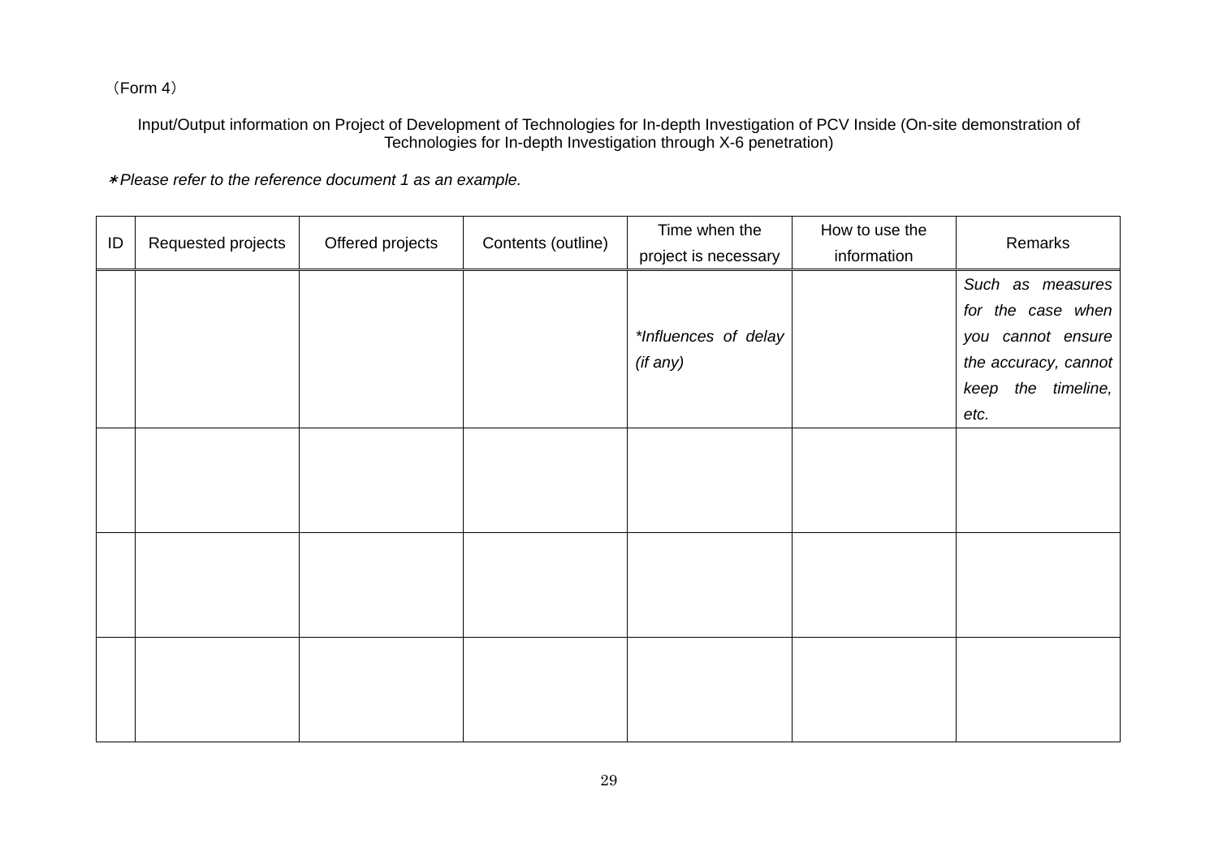（Form 4）

Input/Output information on Project of Development of Technologies for In-depth Investigation of PCV Inside (On-site demonstration of Technologies for In-depth Investigation through X-6 penetration)

*\*Please refer to the reference document 1 as an example.*

| ID | Requested projects | Offered projects | Contents (outline) | Time when the project is necessary | How to use the information | Remarks |
|---|---|---|---|---|---|---|
| | | | | *\*Influences of delay (if any)* | | *Such as measures for the case when you cannot ensure the accuracy, cannot keep the timeline, etc.* |
| | | | | | | |
| | | | | | | |
| | | | | | | |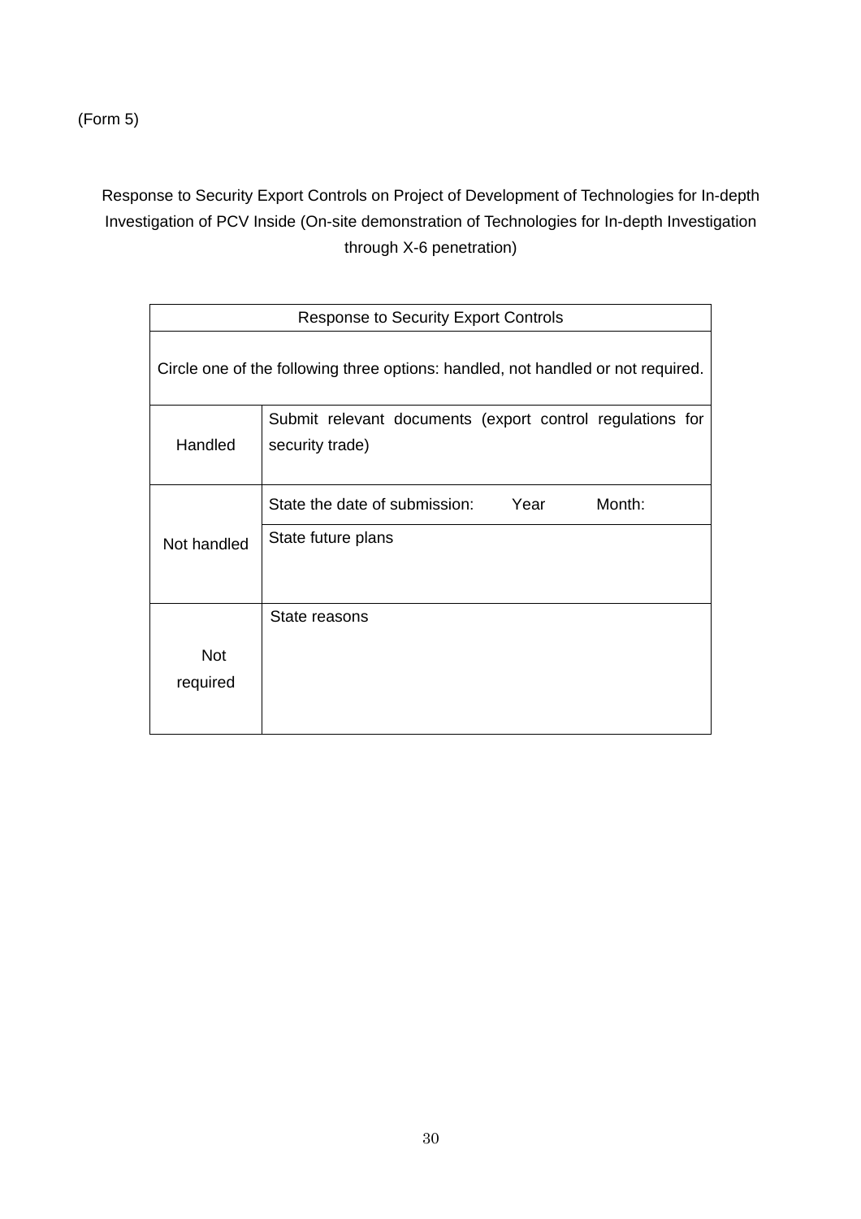(Form 5)

Response to Security Export Controls on Project of Development of Technologies for In-depth Investigation of PCV Inside (On-site demonstration of Technologies for In-depth Investigation through X-6 penetration)

| Response to Security Export Controls | |
|---|---|
| Circle one of the following three options: handled, not handled or not required. | |
| Handled | Submit relevant documents (export control regulations for security trade) |
| Not handled | State the date of submission:　　Year　　Month: |
| | State future plans |
| Not required | State reasons |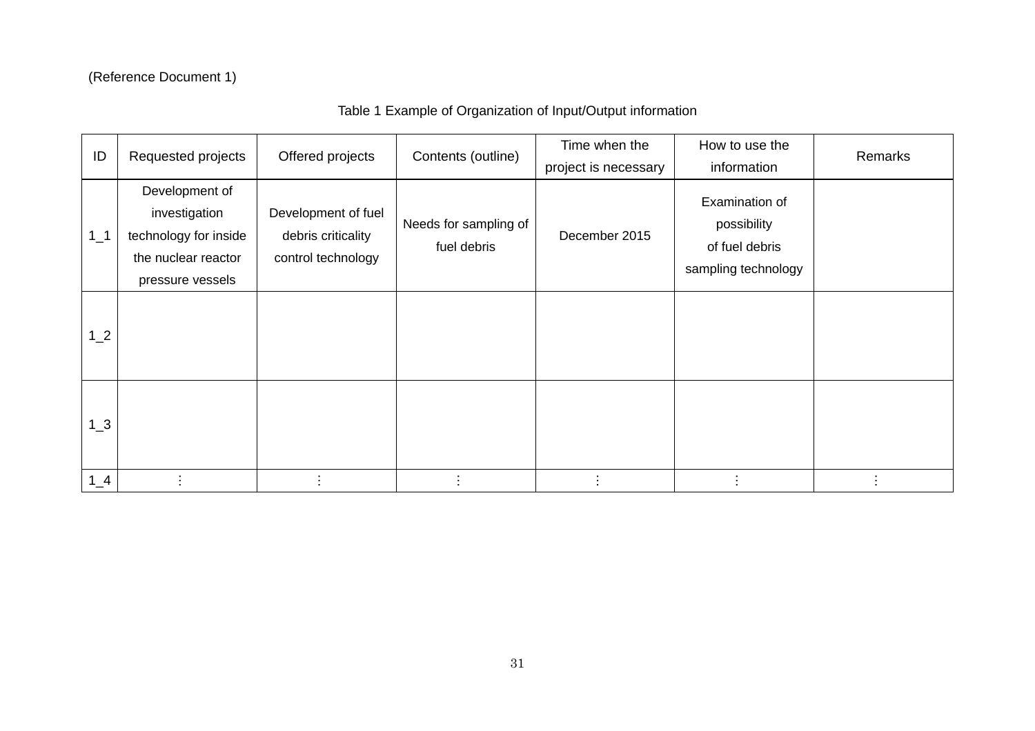(Reference Document 1)

Table 1 Example of Organization of Input/Output information

| ID | Requested projects | Offered projects | Contents (outline) | Time when the project is necessary | How to use the information | Remarks |
|---|---|---|---|---|---|---|
| 1_1 | Development of investigation technology for inside the nuclear reactor pressure vessels | Development of fuel debris criticality control technology | Needs for sampling of fuel debris | December 2015 | Examination of possibility of fuel debris sampling technology | |
| 1_2 | | | | | | |
| 1_3 | | | | | | |
| 1_4 | ⋮ | ⋮ | ⋮ | ⋮ | ⋮ | ⋮ |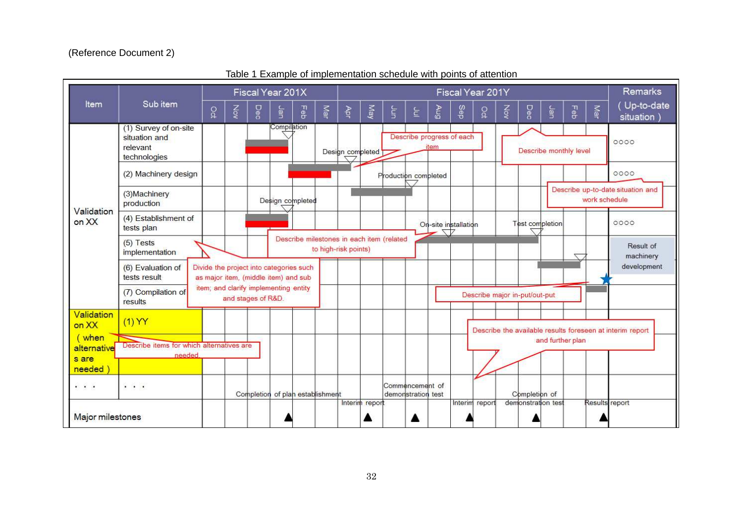(Reference Document 2)

Table 1 Example of implementation schedule with points of attention

| Item | Sub item | Fiscal Year 201X | | | | | | Fiscal Year 201Y | | | | | | | | | | | | Remarks (Up-to-date situation) |
|---|---|---|---|---|---|---|---|---|---|---|---|---|---|---|---|---|---|---|---|---|
| | | Oct | Nov | Dec | Jan | Feb | Mar | Apr | May | Jun | Jul | Aug | Sep | Oct | Nov | Dec | Jan | Feb | Mar | |
| Validation on XX | (1) Survey of on-site situation and relevant technologies | | | | Compilation | | | | | | | | | | | | | | | ○○○○ |
| | (2) Machinery design | | | | | | | Design completed | | | | | | | | | | | | ○○○○ |
| | (3) Machinery production | | | | | | | | | | Production completed | | | | | | | | | |
| | (4) Establishment of tests plan | | | | Design completed | | | | | | | | | | | | | | | ○○○○ |
| | (5) Tests implementation | | | | | | | | | | | On-site installation | | | | Test completion | | | | Result of machinery development |
| | (6) Evaluation of tests result | | | | | | | | | | | | | | | | | | | |
| | (7) Compilation of results | | | | | | | | | | | | | | | | | | ★ | |
| Validation on XX (when alternatives are needed) | (1) YY | | | | | | | | | | | | | | | | | | | |
| ・・・ | ・・・ | | | | | | | | | | | | | | | | | | | |
| Major milestones | | | | | ▲ Completion of plan establishment | | | | ▲ Interim report | | ▲ Commencement of demonstration test | | ▲ Interim report | | | ▲ Completion of demonstration test | | | ▲ Results report | |

Points of attention (callouts):

- Describe progress of each item
- Describe monthly level
- Describe up-to-date situation and work schedule
- Describe milestones in each item (related to high-risk points)
- Divide the project into categories such as major item, (middle item) and sub item; and clarify implementing entity and stages of R&D.
- Describe major in-put/out-put
- Describe the available results foreseen at interim report and further plan
- Describe items for which alternatives are needed.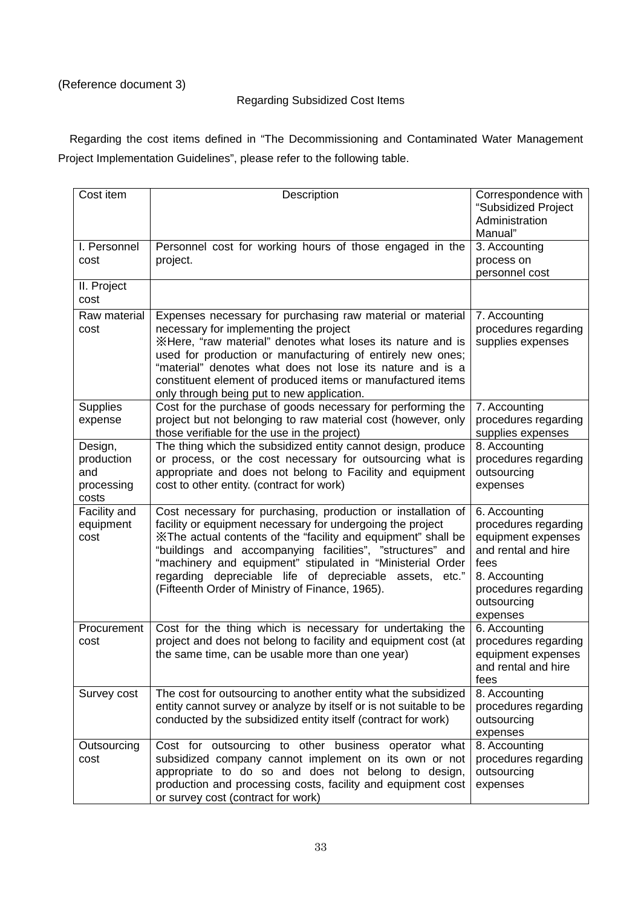(Reference document 3)

## Regarding Subsidized Cost Items

Regarding the cost items defined in “The Decommissioning and Contaminated Water Management Project Implementation Guidelines”, please refer to the following table.

| Cost item | Description | Correspondence with “Subsidized Project Administration Manual” |
|---|---|---|
| I. Personnel cost | Personnel cost for working hours of those engaged in the project. | 3. Accounting process on personnel cost |
| II. Project cost | | |
| Raw material cost | Expenses necessary for purchasing raw material or material necessary for implementing the project<br>※Here, “raw material” denotes what loses its nature and is used for production or manufacturing of entirely new ones; “material” denotes what does not lose its nature and is a constituent element of produced items or manufactured items only through being put to new application. | 7. Accounting procedures regarding supplies expenses |
| Supplies expense | Cost for the purchase of goods necessary for performing the project but not belonging to raw material cost (however, only those verifiable for the use in the project) | 7. Accounting procedures regarding supplies expenses |
| Design, production and processing costs | The thing which the subsidized entity cannot design, produce or process, or the cost necessary for outsourcing what is appropriate and does not belong to Facility and equipment cost to other entity. (contract for work) | 8. Accounting procedures regarding outsourcing expenses |
| Facility and equipment cost | Cost necessary for purchasing, production or installation of facility or equipment necessary for undergoing the project<br>※The actual contents of the “facility and equipment” shall be “buildings and accompanying facilities”, ”structures” and “machinery and equipment” stipulated in “Ministerial Order regarding depreciable life of depreciable assets, etc.” (Fifteenth Order of Ministry of Finance, 1965). | 6. Accounting procedures regarding equipment expenses and rental and hire fees<br>8. Accounting procedures regarding outsourcing expenses |
| Procurement cost | Cost for the thing which is necessary for undertaking the project and does not belong to facility and equipment cost (at the same time, can be usable more than one year) | 6. Accounting procedures regarding equipment expenses and rental and hire fees |
| Survey cost | The cost for outsourcing to another entity what the subsidized entity cannot survey or analyze by itself or is not suitable to be conducted by the subsidized entity itself (contract for work) | 8. Accounting procedures regarding outsourcing expenses |
| Outsourcing cost | Cost for outsourcing to other business operator what subsidized company cannot implement on its own or not appropriate to do so and does not belong to design, production and processing costs, facility and equipment cost or survey cost (contract for work) | 8. Accounting procedures regarding outsourcing expenses |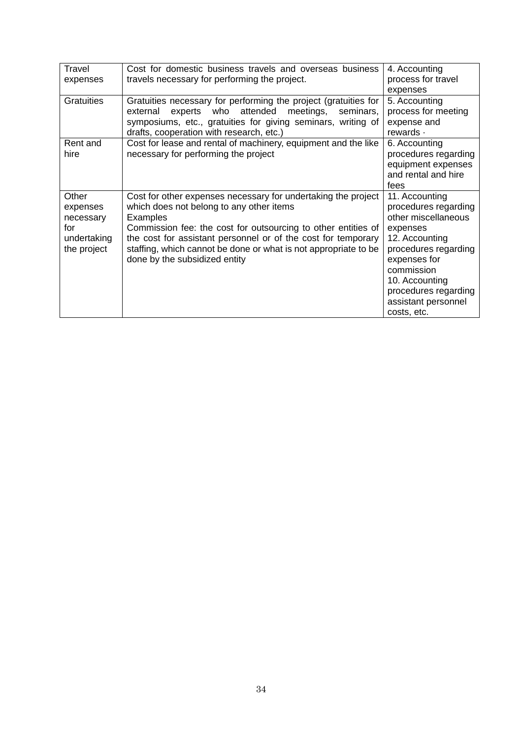| | | |
|---|---|---|
| Travel expenses | Cost for domestic business travels and overseas business travels necessary for performing the project. | 4. Accounting process for travel expenses |
| Gratuities | Gratuities necessary for performing the project (gratuities for external experts who attended meetings, seminars, symposiums, etc., gratuities for giving seminars, writing of drafts, cooperation with research, etc.) | 5. Accounting process for meeting expense and rewards · |
| Rent and hire | Cost for lease and rental of machinery, equipment and the like necessary for performing the project | 6. Accounting procedures regarding equipment expenses and rental and hire fees |
| Other expenses necessary for undertaking the project | Cost for other expenses necessary for undertaking the project which does not belong to any other items<br>Examples<br>Commission fee: the cost for outsourcing to other entities of the cost for assistant personnel or of the cost for temporary staffing, which cannot be done or what is not appropriate to be done by the subsidized entity | 11. Accounting procedures regarding other miscellaneous expenses<br>12. Accounting procedures regarding expenses for commission<br>10. Accounting procedures regarding assistant personnel costs, etc. |